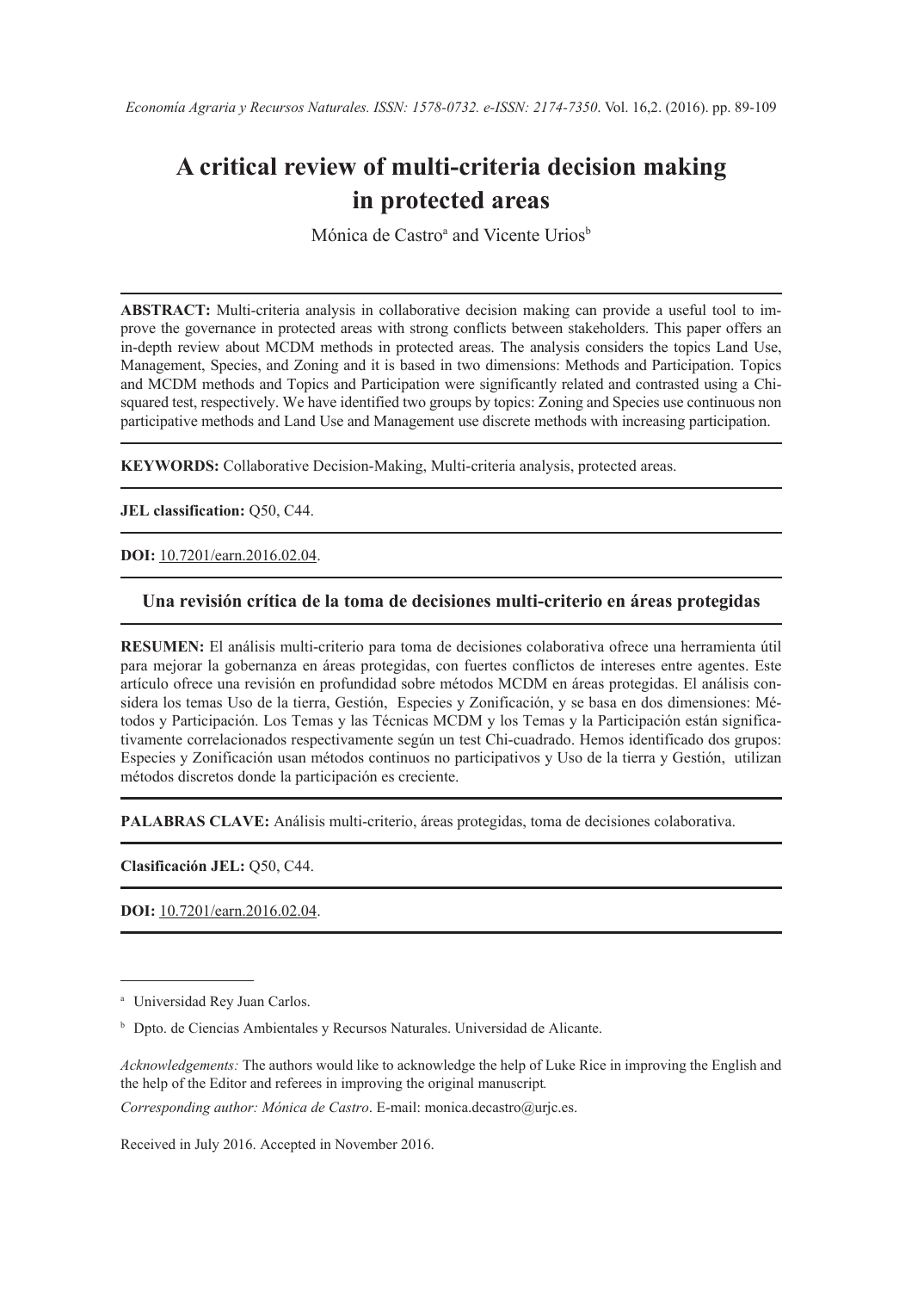# A critical review of multi-criteria decision making in protected areas

Mónica de Castro[a] and Vicente Urios[b]

**ABSTRACT:** Multi-criteria analysis in collaborative decision making can provide a useful tool to improve the governance in protected areas with strong conflicts between stakeholders. This paper offers an in-depth review about MCDM methods in protected areas. The analysis considers the topics Land Use, Management, Species, and Zoning and it is based in two dimensions: Methods and Participation. Topics and MCDM methods and Topics and Participation were significantly related and contrasted using a Chi-squared test, respectively. We have identified two groups by topics: Zoning and Species use continuous non participative methods and Land Use and Management use discrete methods with increasing participation.

**KEYWORDS:** Collaborative Decision-Making, Multi-criteria analysis, protected areas.

**JEL classification:** Q50, C44.

**DOI:** 10.7201/earn.2016.02.04.

## Una revisión crítica de la toma de decisiones multi-criterio en áreas protegidas

**RESUMEN:** El análisis multi-criterio para toma de decisiones colaborativa ofrece una herramienta útil para mejorar la gobernanza en áreas protegidas, con fuertes conflictos de intereses entre agentes. Este artículo ofrece una revisión en profundidad sobre métodos MCDM en áreas protegidas. El análisis considera los temas Uso de la tierra, Gestión, Especies y Zonificación, y se basa en dos dimensiones: Métodos y Participación. Los Temas y las Técnicas MCDM y los Temas y la Participación están significativamente correlacionados respectivamente según un test Chi-cuadrado. Hemos identificado dos grupos: Especies y Zonificación usan métodos continuos no participativos y Uso de la tierra y Gestión, utilizan métodos discretos donde la participación es creciente.

**PALABRAS CLAVE:** Análisis multi-criterio, áreas protegidas, toma de decisiones colaborativa.

**Clasificación JEL:** Q50, C44.

**DOI:** 10.7201/earn.2016.02.04.

---

[a] Universidad Rey Juan Carlos.

[b] Dpto. de Ciencias Ambientales y Recursos Naturales. Universidad de Alicante.

*Acknowledgements:* The authors would like to acknowledge the help of Luke Rice in improving the English and the help of the Editor and referees in improving the original manuscript.

*Corresponding author: Mónica de Castro*. E-mail: monica.decastro@urjc.es.

Received in July 2016. Accepted in November 2016.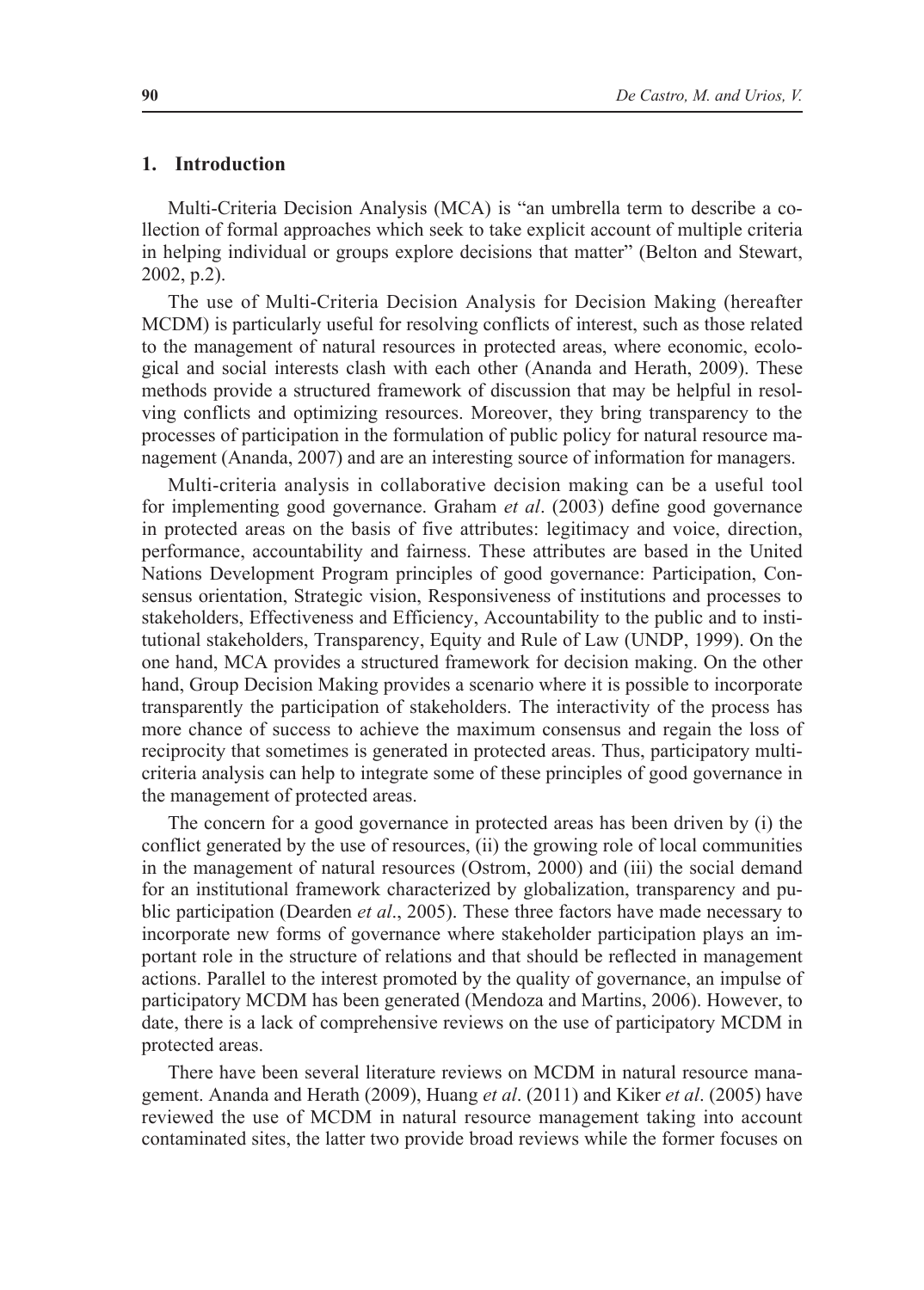## 1. Introduction

Multi-Criteria Decision Analysis (MCA) is "an umbrella term to describe a collection of formal approaches which seek to take explicit account of multiple criteria in helping individual or groups explore decisions that matter" (Belton and Stewart, 2002, p.2).

The use of Multi-Criteria Decision Analysis for Decision Making (hereafter MCDM) is particularly useful for resolving conflicts of interest, such as those related to the management of natural resources in protected areas, where economic, ecological and social interests clash with each other (Ananda and Herath, 2009). These methods provide a structured framework of discussion that may be helpful in resolving conflicts and optimizing resources. Moreover, they bring transparency to the processes of participation in the formulation of public policy for natural resource management (Ananda, 2007) and are an interesting source of information for managers.

Multi-criteria analysis in collaborative decision making can be a useful tool for implementing good governance. Graham *et al*. (2003) define good governance in protected areas on the basis of five attributes: legitimacy and voice, direction, performance, accountability and fairness. These attributes are based in the United Nations Development Program principles of good governance: Participation, Consensus orientation, Strategic vision, Responsiveness of institutions and processes to stakeholders, Effectiveness and Efficiency, Accountability to the public and to institutional stakeholders, Transparency, Equity and Rule of Law (UNDP, 1999). On the one hand, MCA provides a structured framework for decision making. On the other hand, Group Decision Making provides a scenario where it is possible to incorporate transparently the participation of stakeholders. The interactivity of the process has more chance of success to achieve the maximum consensus and regain the loss of reciprocity that sometimes is generated in protected areas. Thus, participatory multi-criteria analysis can help to integrate some of these principles of good governance in the management of protected areas.

The concern for a good governance in protected areas has been driven by (i) the conflict generated by the use of resources, (ii) the growing role of local communities in the management of natural resources (Ostrom, 2000) and (iii) the social demand for an institutional framework characterized by globalization, transparency and public participation (Dearden *et al*., 2005). These three factors have made necessary to incorporate new forms of governance where stakeholder participation plays an important role in the structure of relations and that should be reflected in management actions. Parallel to the interest promoted by the quality of governance, an impulse of participatory MCDM has been generated (Mendoza and Martins, 2006). However, to date, there is a lack of comprehensive reviews on the use of participatory MCDM in protected areas.

There have been several literature reviews on MCDM in natural resource management. Ananda and Herath (2009), Huang *et al*. (2011) and Kiker *et al*. (2005) have reviewed the use of MCDM in natural resource management taking into account contaminated sites, the latter two provide broad reviews while the former focuses on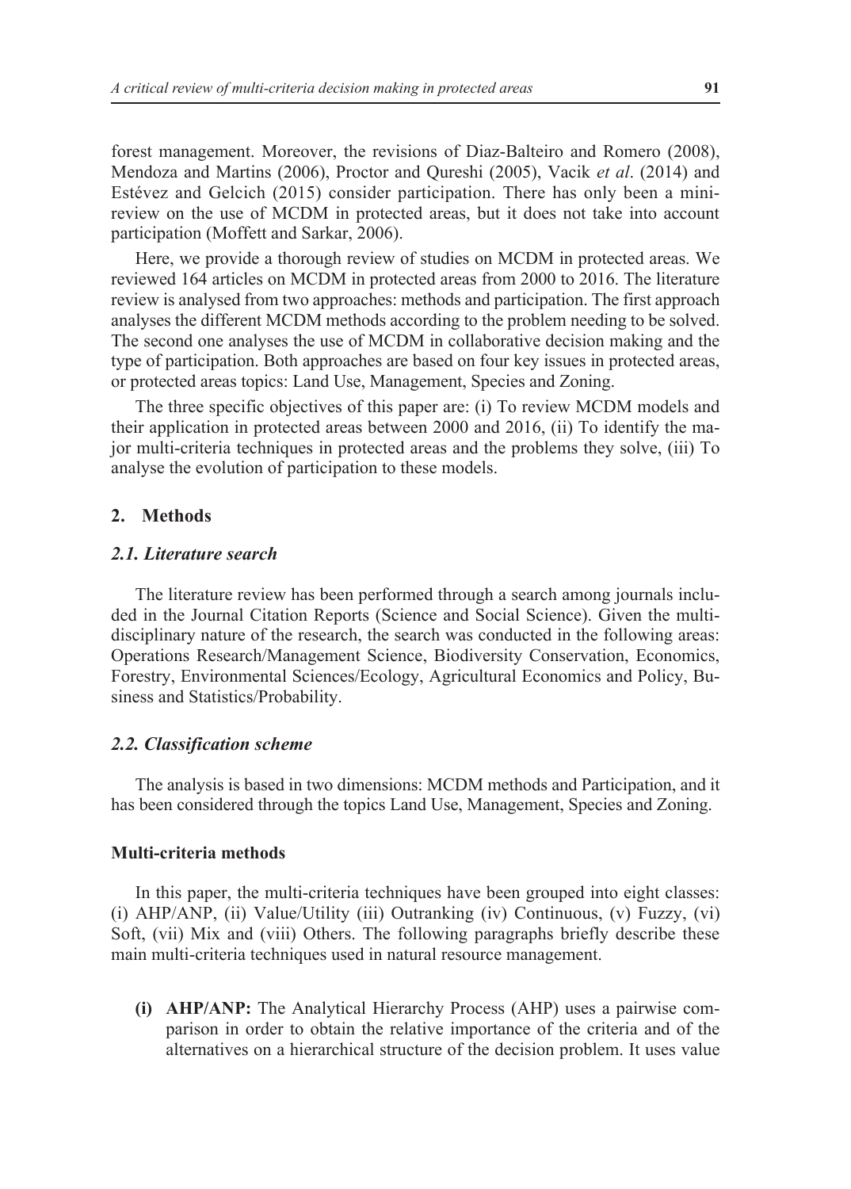forest management. Moreover, the revisions of Diaz-Balteiro and Romero (2008), Mendoza and Martins (2006), Proctor and Qureshi (2005), Vacik *et al*. (2014) and Estévez and Gelcich (2015) consider participation. There has only been a mini-review on the use of MCDM in protected areas, but it does not take into account participation (Moffett and Sarkar, 2006).

Here, we provide a thorough review of studies on MCDM in protected areas. We reviewed 164 articles on MCDM in protected areas from 2000 to 2016. The literature review is analysed from two approaches: methods and participation. The first approach analyses the different MCDM methods according to the problem needing to be solved. The second one analyses the use of MCDM in collaborative decision making and the type of participation. Both approaches are based on four key issues in protected areas, or protected areas topics: Land Use, Management, Species and Zoning.

The three specific objectives of this paper are: (i) To review MCDM models and their application in protected areas between 2000 and 2016, (ii) To identify the major multi-criteria techniques in protected areas and the problems they solve, (iii) To analyse the evolution of participation to these models.

## 2. Methods

### *2.1. Literature search*

The literature review has been performed through a search among journals included in the Journal Citation Reports (Science and Social Science). Given the multidisciplinary nature of the research, the search was conducted in the following areas: Operations Research/Management Science, Biodiversity Conservation, Economics, Forestry, Environmental Sciences/Ecology, Agricultural Economics and Policy, Business and Statistics/Probability.

### *2.2. Classification scheme*

The analysis is based in two dimensions: MCDM methods and Participation, and it has been considered through the topics Land Use, Management, Species and Zoning.

#### Multi-criteria methods

In this paper, the multi-criteria techniques have been grouped into eight classes: (i) AHP/ANP, (ii) Value/Utility (iii) Outranking (iv) Continuous, (v) Fuzzy, (vi) Soft, (vii) Mix and (viii) Others. The following paragraphs briefly describe these main multi-criteria techniques used in natural resource management.

- **(i) AHP/ANP:** The Analytical Hierarchy Process (AHP) uses a pairwise comparison in order to obtain the relative importance of the criteria and of the alternatives on a hierarchical structure of the decision problem. It uses value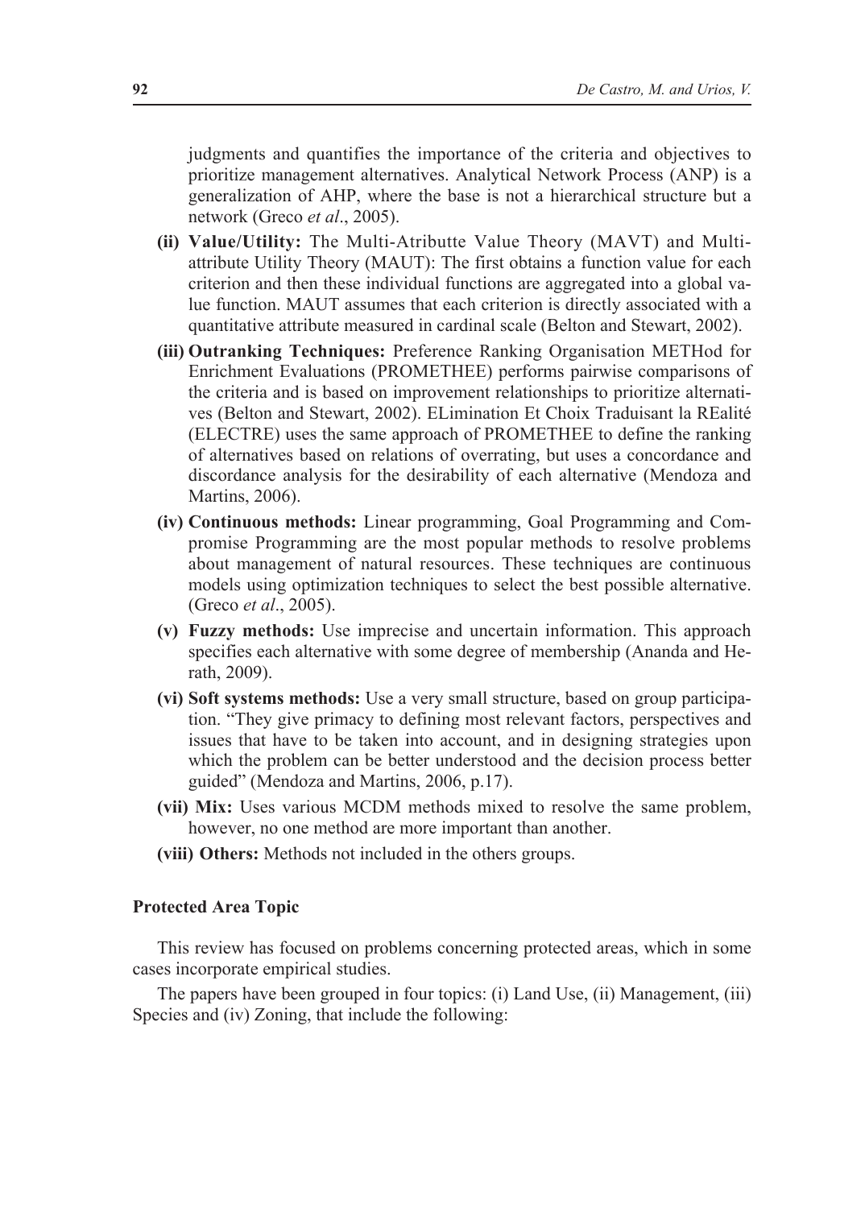judgments and quantifies the importance of the criteria and objectives to prioritize management alternatives. Analytical Network Process (ANP) is a generalization of AHP, where the base is not a hierarchical structure but a network (Greco *et al*., 2005).

- **(ii) Value/Utility:** The Multi-Atributte Value Theory (MAVT) and Multi-attribute Utility Theory (MAUT): The first obtains a function value for each criterion and then these individual functions are aggregated into a global value function. MAUT assumes that each criterion is directly associated with a quantitative attribute measured in cardinal scale (Belton and Stewart, 2002).
- **(iii) Outranking Techniques:** Preference Ranking Organisation METHod for Enrichment Evaluations (PROMETHEE) performs pairwise comparisons of the criteria and is based on improvement relationships to prioritize alternatives (Belton and Stewart, 2002). ELimination Et Choix Traduisant la REalité (ELECTRE) uses the same approach of PROMETHEE to define the ranking of alternatives based on relations of overrating, but uses a concordance and discordance analysis for the desirability of each alternative (Mendoza and Martins, 2006).
- **(iv) Continuous methods:** Linear programming, Goal Programming and Compromise Programming are the most popular methods to resolve problems about management of natural resources. These techniques are continuous models using optimization techniques to select the best possible alternative. (Greco *et al*., 2005).
- **(v) Fuzzy methods:** Use imprecise and uncertain information. This approach specifies each alternative with some degree of membership (Ananda and Herath, 2009).
- **(vi) Soft systems methods:** Use a very small structure, based on group participation. "They give primacy to defining most relevant factors, perspectives and issues that have to be taken into account, and in designing strategies upon which the problem can be better understood and the decision process better guided" (Mendoza and Martins, 2006, p.17).
- **(vii) Mix:** Uses various MCDM methods mixed to resolve the same problem, however, no one method are more important than another.
- **(viii) Others:** Methods not included in the others groups.

### Protected Area Topic

This review has focused on problems concerning protected areas, which in some cases incorporate empirical studies.

The papers have been grouped in four topics: (i) Land Use, (ii) Management, (iii) Species and (iv) Zoning, that include the following: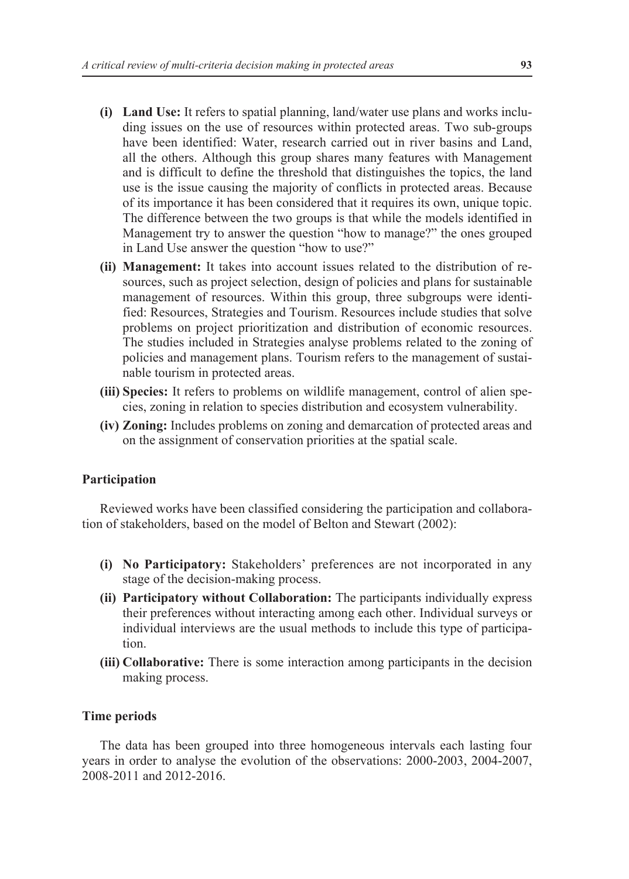- **(i) Land Use:** It refers to spatial planning, land/water use plans and works including issues on the use of resources within protected areas. Two sub-groups have been identified: Water, research carried out in river basins and Land, all the others. Although this group shares many features with Management and is difficult to define the threshold that distinguishes the topics, the land use is the issue causing the majority of conflicts in protected areas. Because of its importance it has been considered that it requires its own, unique topic. The difference between the two groups is that while the models identified in Management try to answer the question "how to manage?" the ones grouped in Land Use answer the question "how to use?"
- **(ii) Management:** It takes into account issues related to the distribution of resources, such as project selection, design of policies and plans for sustainable management of resources. Within this group, three subgroups were identified: Resources, Strategies and Tourism. Resources include studies that solve problems on project prioritization and distribution of economic resources. The studies included in Strategies analyse problems related to the zoning of policies and management plans. Tourism refers to the management of sustainable tourism in protected areas.
- **(iii) Species:** It refers to problems on wildlife management, control of alien species, zoning in relation to species distribution and ecosystem vulnerability.
- **(iv) Zoning:** Includes problems on zoning and demarcation of protected areas and on the assignment of conservation priorities at the spatial scale.

### Participation

Reviewed works have been classified considering the participation and collaboration of stakeholders, based on the model of Belton and Stewart (2002):

- **(i) No Participatory:** Stakeholders' preferences are not incorporated in any stage of the decision-making process.
- **(ii) Participatory without Collaboration:** The participants individually express their preferences without interacting among each other. Individual surveys or individual interviews are the usual methods to include this type of participation.
- **(iii) Collaborative:** There is some interaction among participants in the decision making process.

### Time periods

The data has been grouped into three homogeneous intervals each lasting four years in order to analyse the evolution of the observations: 2000-2003, 2004-2007, 2008-2011 and 2012-2016.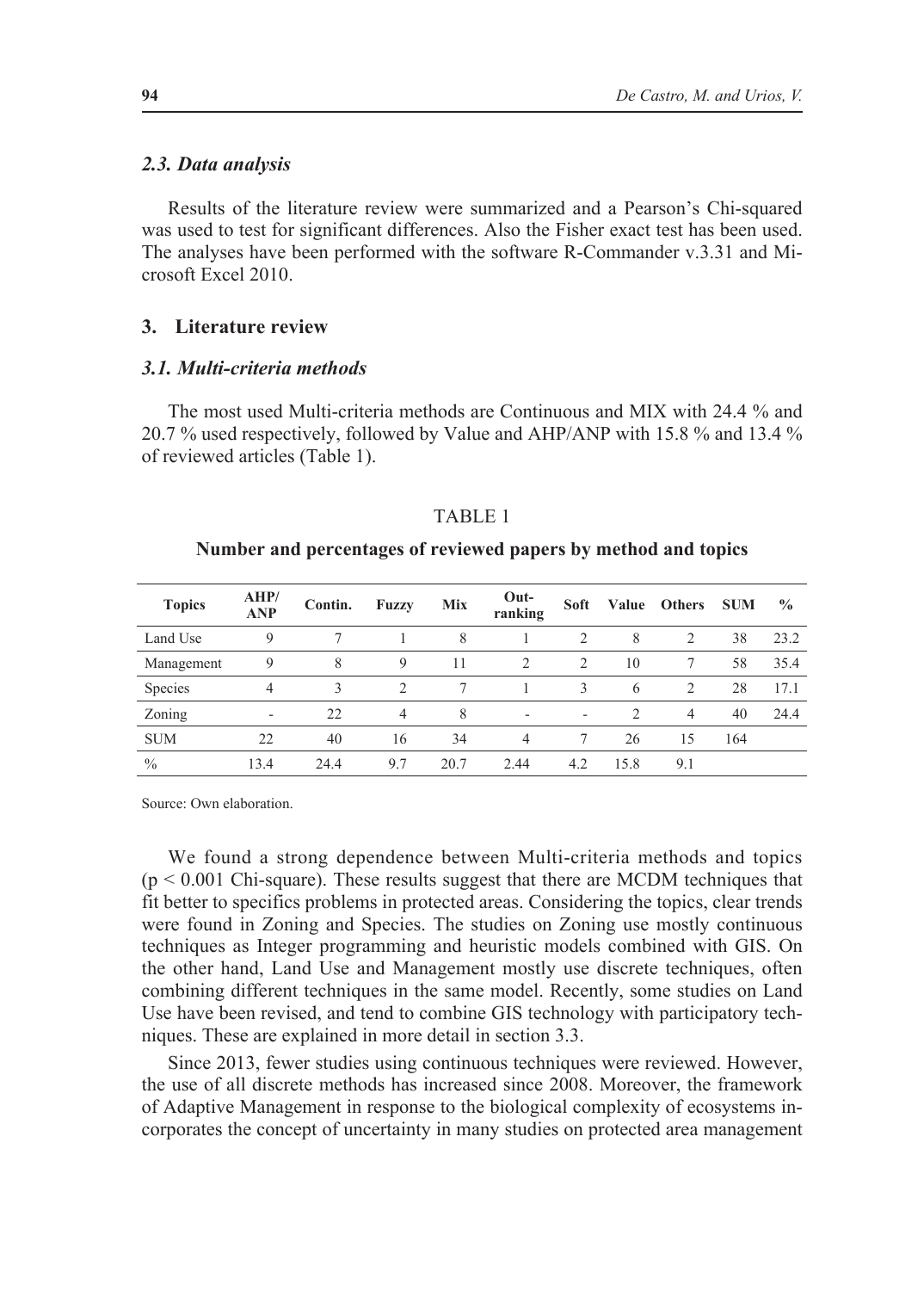### *2.3. Data analysis*

Results of the literature review were summarized and a Pearson's Chi-squared was used to test for significant differences. Also the Fisher exact test has been used. The analyses have been performed with the software R-Commander v.3.31 and Microsoft Excel 2010.

## 3. Literature review

### *3.1. Multi-criteria methods*

The most used Multi-criteria methods are Continuous and MIX with 24.4 % and 20.7 % used respectively, followed by Value and AHP/ANP with 15.8 % and 13.4 % of reviewed articles (Table 1).

TABLE 1

**Number and percentages of reviewed papers by method and topics**

| Topics | AHP/ ANP | Contin. | Fuzzy | Mix | Out-ranking | Soft | Value | Others | SUM | % |
|---|---|---|---|---|---|---|---|---|---|---|
| Land Use | 9 | 7 | 1 | 8 | 1 | 2 | 8 | 2 | 38 | 23.2 |
| Management | 9 | 8 | 9 | 11 | 2 | 2 | 10 | 7 | 58 | 35.4 |
| Species | 4 | 3 | 2 | 7 | 1 | 3 | 6 | 2 | 28 | 17.1 |
| Zoning | - | 22 | 4 | 8 | - | - | 2 | 4 | 40 | 24.4 |
| SUM | 22 | 40 | 16 | 34 | 4 | 7 | 26 | 15 | 164 | |
| % | 13.4 | 24.4 | 9.7 | 20.7 | 2.44 | 4.2 | 15.8 | 9.1 | | |

Source: Own elaboration.

We found a strong dependence between Multi-criteria methods and topics ($p < 0.001$ Chi-square). These results suggest that there are MCDM techniques that fit better to specifics problems in protected areas. Considering the topics, clear trends were found in Zoning and Species. The studies on Zoning use mostly continuous techniques as Integer programming and heuristic models combined with GIS. On the other hand, Land Use and Management mostly use discrete techniques, often combining different techniques in the same model. Recently, some studies on Land Use have been revised, and tend to combine GIS technology with participatory techniques. These are explained in more detail in section 3.3.

Since 2013, fewer studies using continuous techniques were reviewed. However, the use of all discrete methods has increased since 2008. Moreover, the framework of Adaptive Management in response to the biological complexity of ecosystems incorporates the concept of uncertainty in many studies on protected area management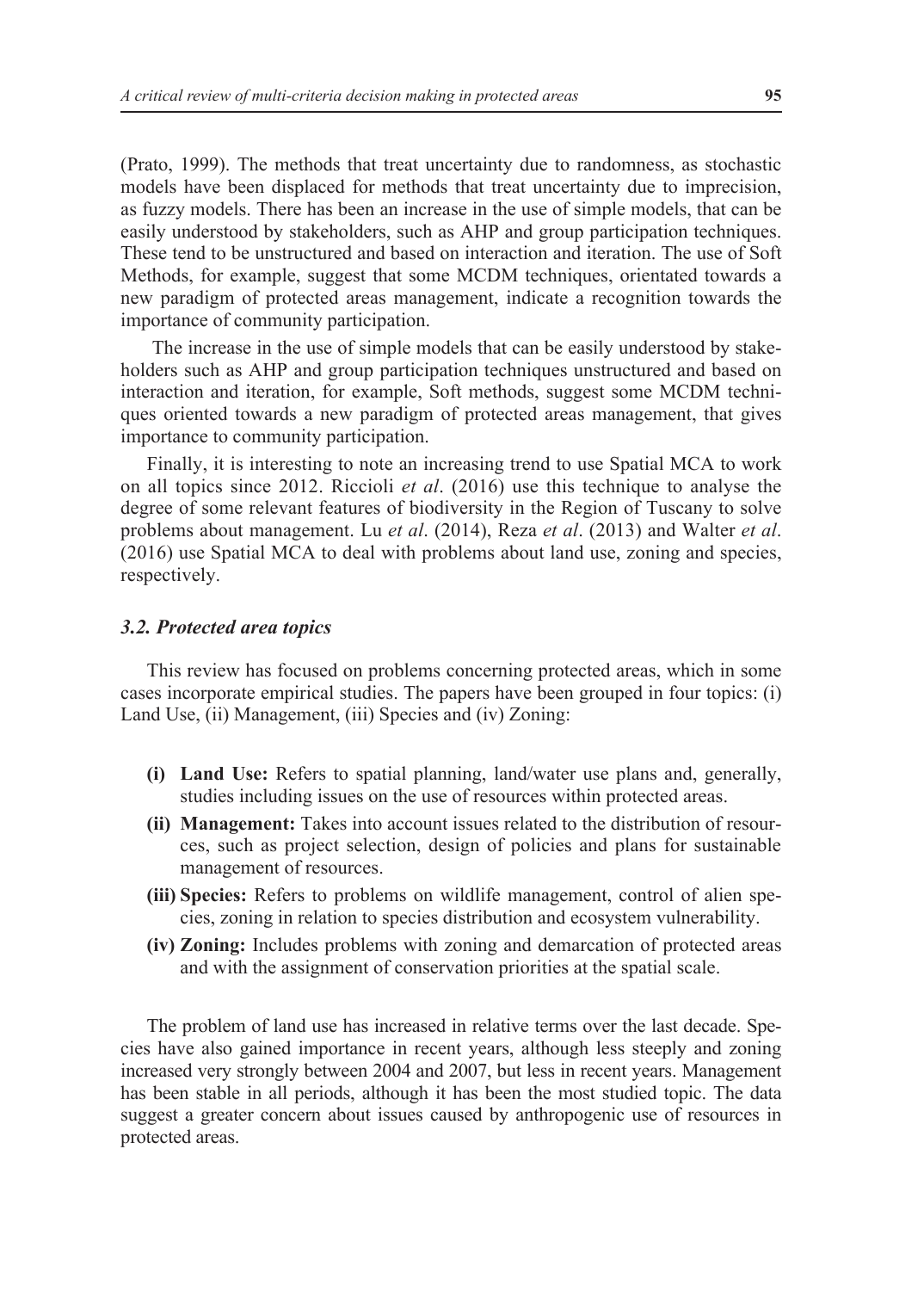(Prato, 1999). The methods that treat uncertainty due to randomness, as stochastic models have been displaced for methods that treat uncertainty due to imprecision, as fuzzy models. There has been an increase in the use of simple models, that can be easily understood by stakeholders, such as AHP and group participation techniques. These tend to be unstructured and based on interaction and iteration. The use of Soft Methods, for example, suggest that some MCDM techniques, orientated towards a new paradigm of protected areas management, indicate a recognition towards the importance of community participation.

The increase in the use of simple models that can be easily understood by stakeholders such as AHP and group participation techniques unstructured and based on interaction and iteration, for example, Soft methods, suggest some MCDM techniques oriented towards a new paradigm of protected areas management, that gives importance to community participation.

Finally, it is interesting to note an increasing trend to use Spatial MCA to work on all topics since 2012. Riccioli *et al*. (2016) use this technique to analyse the degree of some relevant features of biodiversity in the Region of Tuscany to solve problems about management. Lu *et al*. (2014), Reza *et al*. (2013) and Walter *et al*. (2016) use Spatial MCA to deal with problems about land use, zoning and species, respectively.

### *3.2. Protected area topics*

This review has focused on problems concerning protected areas, which in some cases incorporate empirical studies. The papers have been grouped in four topics: (i) Land Use, (ii) Management, (iii) Species and (iv) Zoning:

- **(i) Land Use:** Refers to spatial planning, land/water use plans and, generally, studies including issues on the use of resources within protected areas.
- **(ii) Management:** Takes into account issues related to the distribution of resources, such as project selection, design of policies and plans for sustainable management of resources.
- **(iii) Species:** Refers to problems on wildlife management, control of alien species, zoning in relation to species distribution and ecosystem vulnerability.
- **(iv) Zoning:** Includes problems with zoning and demarcation of protected areas and with the assignment of conservation priorities at the spatial scale.

The problem of land use has increased in relative terms over the last decade. Species have also gained importance in recent years, although less steeply and zoning increased very strongly between 2004 and 2007, but less in recent years. Management has been stable in all periods, although it has been the most studied topic. The data suggest a greater concern about issues caused by anthropogenic use of resources in protected areas.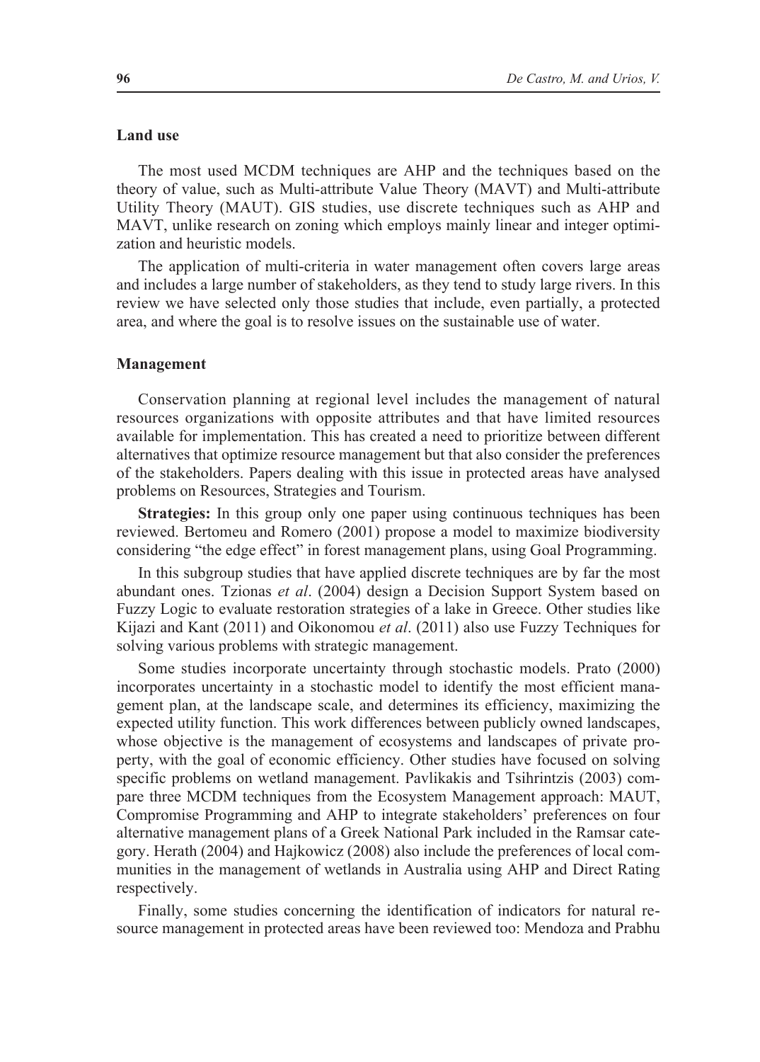### Land use

The most used MCDM techniques are AHP and the techniques based on the theory of value, such as Multi-attribute Value Theory (MAVT) and Multi-attribute Utility Theory (MAUT). GIS studies, use discrete techniques such as AHP and MAVT, unlike research on zoning which employs mainly linear and integer optimization and heuristic models.

The application of multi-criteria in water management often covers large areas and includes a large number of stakeholders, as they tend to study large rivers. In this review we have selected only those studies that include, even partially, a protected area, and where the goal is to resolve issues on the sustainable use of water.

### Management

Conservation planning at regional level includes the management of natural resources organizations with opposite attributes and that have limited resources available for implementation. This has created a need to prioritize between different alternatives that optimize resource management but that also consider the preferences of the stakeholders. Papers dealing with this issue in protected areas have analysed problems on Resources, Strategies and Tourism.

**Strategies:** In this group only one paper using continuous techniques has been reviewed. Bertomeu and Romero (2001) propose a model to maximize biodiversity considering "the edge effect" in forest management plans, using Goal Programming.

In this subgroup studies that have applied discrete techniques are by far the most abundant ones. Tzionas *et al*. (2004) design a Decision Support System based on Fuzzy Logic to evaluate restoration strategies of a lake in Greece. Other studies like Kijazi and Kant (2011) and Oikonomou *et al*. (2011) also use Fuzzy Techniques for solving various problems with strategic management.

Some studies incorporate uncertainty through stochastic models. Prato (2000) incorporates uncertainty in a stochastic model to identify the most efficient management plan, at the landscape scale, and determines its efficiency, maximizing the expected utility function. This work differences between publicly owned landscapes, whose objective is the management of ecosystems and landscapes of private property, with the goal of economic efficiency. Other studies have focused on solving specific problems on wetland management. Pavlikakis and Tsihrintzis (2003) compare three MCDM techniques from the Ecosystem Management approach: MAUT, Compromise Programming and AHP to integrate stakeholders' preferences on four alternative management plans of a Greek National Park included in the Ramsar category. Herath (2004) and Hajkowicz (2008) also include the preferences of local communities in the management of wetlands in Australia using AHP and Direct Rating respectively.

Finally, some studies concerning the identification of indicators for natural resource management in protected areas have been reviewed too: Mendoza and Prabhu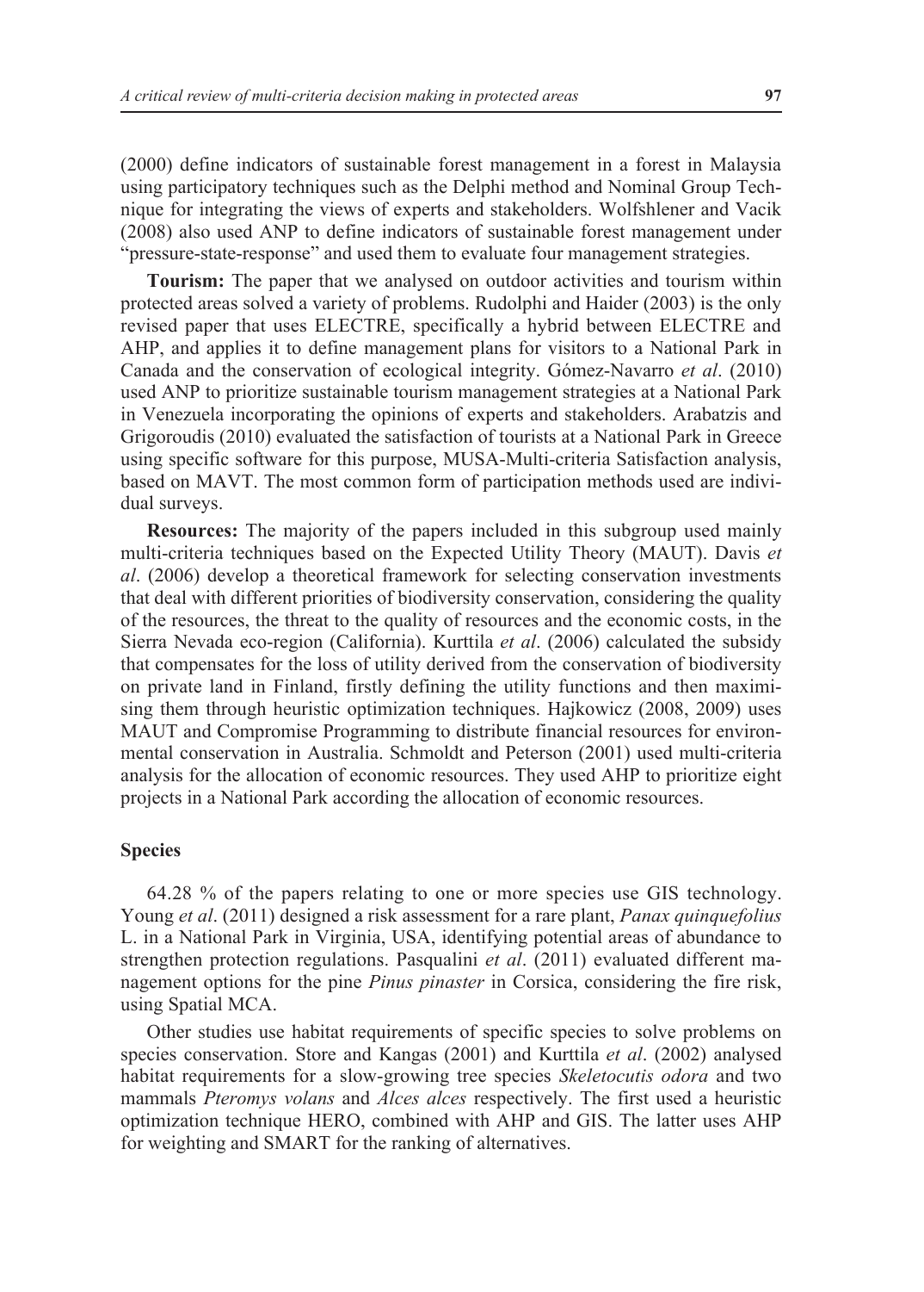(2000) define indicators of sustainable forest management in a forest in Malaysia using participatory techniques such as the Delphi method and Nominal Group Technique for integrating the views of experts and stakeholders. Wolfshlener and Vacik (2008) also used ANP to define indicators of sustainable forest management under "pressure-state-response" and used them to evaluate four management strategies.

**Tourism:** The paper that we analysed on outdoor activities and tourism within protected areas solved a variety of problems. Rudolphi and Haider (2003) is the only revised paper that uses ELECTRE, specifically a hybrid between ELECTRE and AHP, and applies it to define management plans for visitors to a National Park in Canada and the conservation of ecological integrity. Gómez-Navarro *et al*. (2010) used ANP to prioritize sustainable tourism management strategies at a National Park in Venezuela incorporating the opinions of experts and stakeholders. Arabatzis and Grigoroudis (2010) evaluated the satisfaction of tourists at a National Park in Greece using specific software for this purpose, MUSA-Multi-criteria Satisfaction analysis, based on MAVT. The most common form of participation methods used are individual surveys.

**Resources:** The majority of the papers included in this subgroup used mainly multi-criteria techniques based on the Expected Utility Theory (MAUT). Davis *et al*. (2006) develop a theoretical framework for selecting conservation investments that deal with different priorities of biodiversity conservation, considering the quality of the resources, the threat to the quality of resources and the economic costs, in the Sierra Nevada eco-region (California). Kurttila *et al*. (2006) calculated the subsidy that compensates for the loss of utility derived from the conservation of biodiversity on private land in Finland, firstly defining the utility functions and then maximising them through heuristic optimization techniques. Hajkowicz (2008, 2009) uses MAUT and Compromise Programming to distribute financial resources for environmental conservation in Australia. Schmoldt and Peterson (2001) used multi-criteria analysis for the allocation of economic resources. They used AHP to prioritize eight projects in a National Park according the allocation of economic resources.

### Species

64.28 % of the papers relating to one or more species use GIS technology. Young *et al*. (2011) designed a risk assessment for a rare plant, *Panax quinquefolius* L. in a National Park in Virginia, USA, identifying potential areas of abundance to strengthen protection regulations. Pasqualini *et al*. (2011) evaluated different management options for the pine *Pinus pinaster* in Corsica, considering the fire risk, using Spatial MCA.

Other studies use habitat requirements of specific species to solve problems on species conservation. Store and Kangas (2001) and Kurttila *et al*. (2002) analysed habitat requirements for a slow-growing tree species *Skeletocutis odora* and two mammals *Pteromys volans* and *Alces alces* respectively. The first used a heuristic optimization technique HERO, combined with AHP and GIS. The latter uses AHP for weighting and SMART for the ranking of alternatives.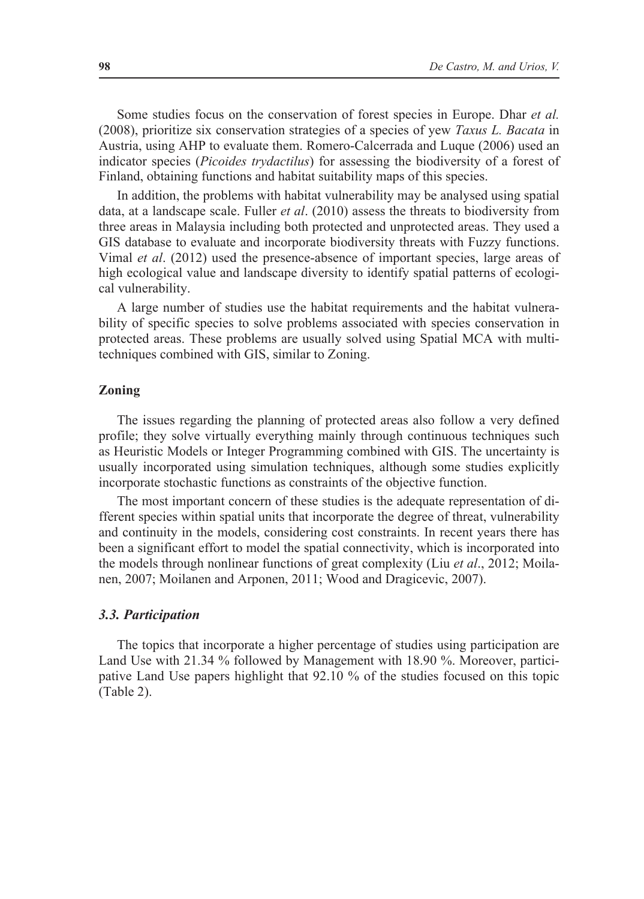Some studies focus on the conservation of forest species in Europe. Dhar *et al.* (2008), prioritize six conservation strategies of a species of yew *Taxus L. Bacata* in Austria, using AHP to evaluate them. Romero-Calcerrada and Luque (2006) used an indicator species (*Picoides trydactilus*) for assessing the biodiversity of a forest of Finland, obtaining functions and habitat suitability maps of this species.

In addition, the problems with habitat vulnerability may be analysed using spatial data, at a landscape scale. Fuller *et al*. (2010) assess the threats to biodiversity from three areas in Malaysia including both protected and unprotected areas. They used a GIS database to evaluate and incorporate biodiversity threats with Fuzzy functions. Vimal *et al*. (2012) used the presence-absence of important species, large areas of high ecological value and landscape diversity to identify spatial patterns of ecological vulnerability.

A large number of studies use the habitat requirements and the habitat vulnerability of specific species to solve problems associated with species conservation in protected areas. These problems are usually solved using Spatial MCA with multi-techniques combined with GIS, similar to Zoning.

#### Zoning

The issues regarding the planning of protected areas also follow a very defined profile; they solve virtually everything mainly through continuous techniques such as Heuristic Models or Integer Programming combined with GIS. The uncertainty is usually incorporated using simulation techniques, although some studies explicitly incorporate stochastic functions as constraints of the objective function.

The most important concern of these studies is the adequate representation of different species within spatial units that incorporate the degree of threat, vulnerability and continuity in the models, considering cost constraints. In recent years there has been a significant effort to model the spatial connectivity, which is incorporated into the models through nonlinear functions of great complexity (Liu *et al*., 2012; Moilanen, 2007; Moilanen and Arponen, 2011; Wood and Dragicevic, 2007).

### *3.3. Participation*

The topics that incorporate a higher percentage of studies using participation are Land Use with 21.34 % followed by Management with 18.90 %. Moreover, participative Land Use papers highlight that 92.10 % of the studies focused on this topic (Table 2).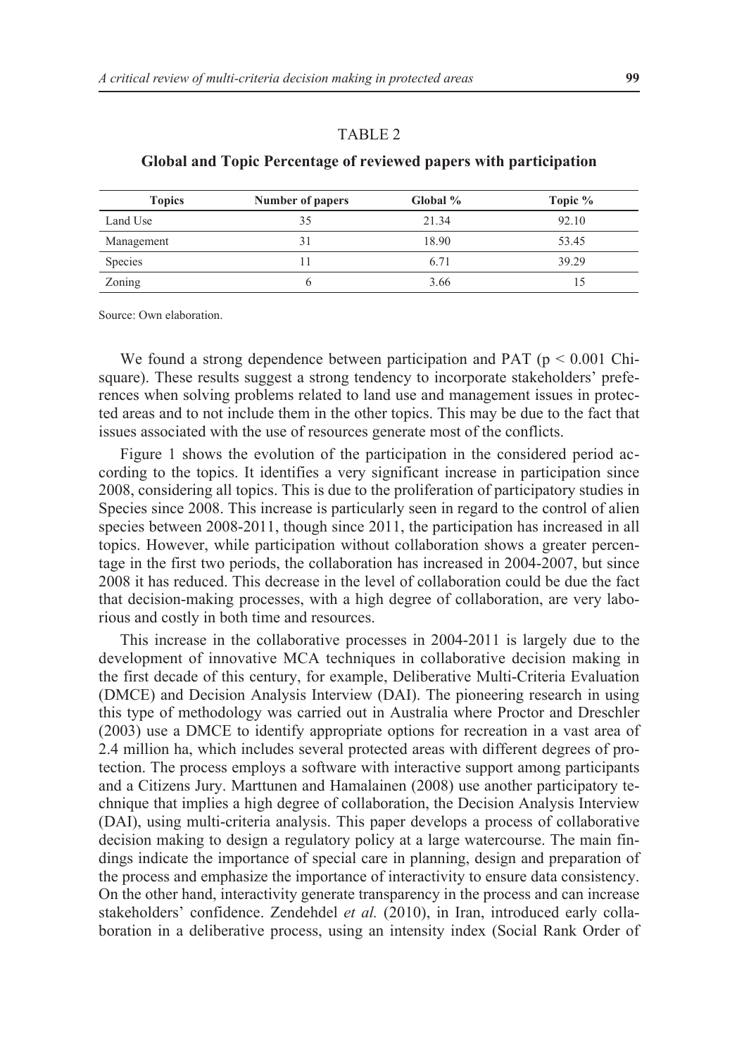TABLE 2

**Global and Topic Percentage of reviewed papers with participation**

| Topics | Number of papers | Global % | Topic % |
|---|---|---|---|
| Land Use | 35 | 21.34 | 92.10 |
| Management | 31 | 18.90 | 53.45 |
| Species | 11 | 6.71 | 39.29 |
| Zoning | 6 | 3.66 | 15 |

Source: Own elaboration.

We found a strong dependence between participation and PAT ($p < 0.001$ Chi-square). These results suggest a strong tendency to incorporate stakeholders' preferences when solving problems related to land use and management issues in protected areas and to not include them in the other topics. This may be due to the fact that issues associated with the use of resources generate most of the conflicts.

Figure 1 shows the evolution of the participation in the considered period according to the topics. It identifies a very significant increase in participation since 2008, considering all topics. This is due to the proliferation of participatory studies in Species since 2008. This increase is particularly seen in regard to the control of alien species between 2008-2011, though since 2011, the participation has increased in all topics. However, while participation without collaboration shows a greater percentage in the first two periods, the collaboration has increased in 2004-2007, but since 2008 it has reduced. This decrease in the level of collaboration could be due the fact that decision-making processes, with a high degree of collaboration, are very laborious and costly in both time and resources.

This increase in the collaborative processes in 2004-2011 is largely due to the development of innovative MCA techniques in collaborative decision making in the first decade of this century, for example, Deliberative Multi-Criteria Evaluation (DMCE) and Decision Analysis Interview (DAI). The pioneering research in using this type of methodology was carried out in Australia where Proctor and Dreschler (2003) use a DMCE to identify appropriate options for recreation in a vast area of 2.4 million ha, which includes several protected areas with different degrees of protection. The process employs a software with interactive support among participants and a Citizens Jury. Marttunen and Hamalainen (2008) use another participatory technique that implies a high degree of collaboration, the Decision Analysis Interview (DAI), using multi-criteria analysis. This paper develops a process of collaborative decision making to design a regulatory policy at a large watercourse. The main findings indicate the importance of special care in planning, design and preparation of the process and emphasize the importance of interactivity to ensure data consistency. On the other hand, interactivity generate transparency in the process and can increase stakeholders' confidence. Zendehdel *et al.* (2010), in Iran, introduced early collaboration in a deliberative process, using an intensity index (Social Rank Order of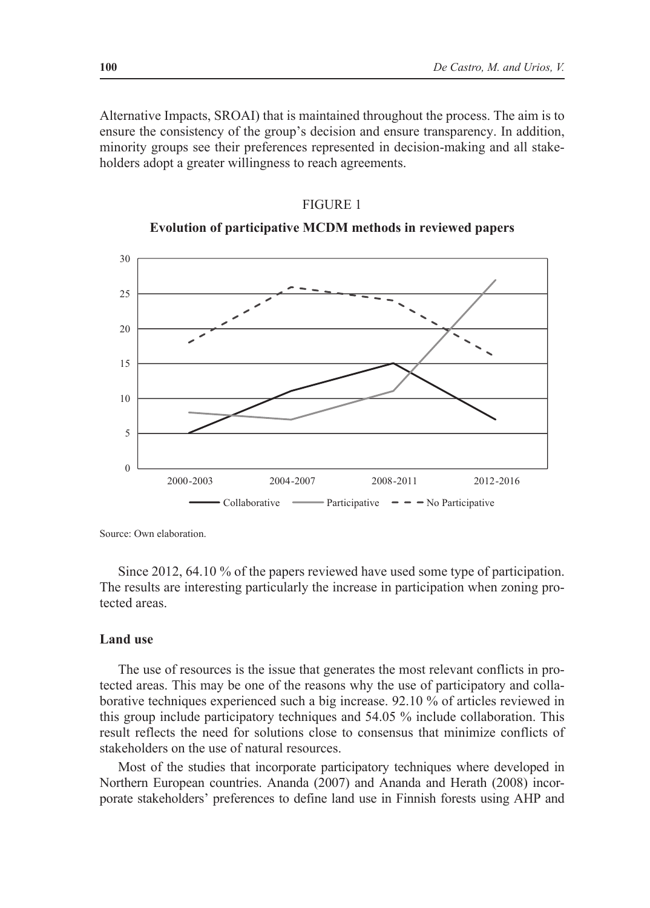Alternative Impacts, SROAI) that is maintained throughout the process. The aim is to ensure the consistency of the group's decision and ensure transparency. In addition, minority groups see their preferences represented in decision-making and all stakeholders adopt a greater willingness to reach agreements.

FIGURE 1

**Evolution of participative MCDM methods in reviewed papers**

Source: Own elaboration.

Since 2012, 64.10 % of the papers reviewed have used some type of participation. The results are interesting particularly the increase in participation when zoning protected areas.

### Land use

The use of resources is the issue that generates the most relevant conflicts in protected areas. This may be one of the reasons why the use of participatory and collaborative techniques experienced such a big increase. 92.10 % of articles reviewed in this group include participatory techniques and 54.05 % include collaboration. This result reflects the need for solutions close to consensus that minimize conflicts of stakeholders on the use of natural resources.

Most of the studies that incorporate participatory techniques where developed in Northern European countries. Ananda (2007) and Ananda and Herath (2008) incorporate stakeholders' preferences to define land use in Finnish forests using AHP and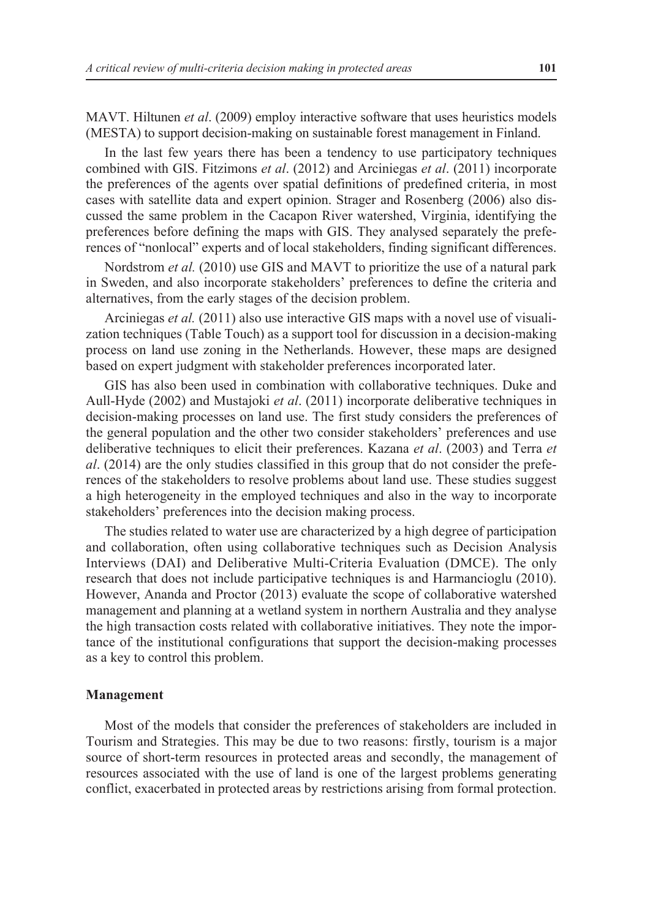MAVT. Hiltunen *et al*. (2009) employ interactive software that uses heuristics models (MESTA) to support decision-making on sustainable forest management in Finland.

In the last few years there has been a tendency to use participatory techniques combined with GIS. Fitzimons *et al*. (2012) and Arciniegas *et al*. (2011) incorporate the preferences of the agents over spatial definitions of predefined criteria, in most cases with satellite data and expert opinion. Strager and Rosenberg (2006) also discussed the same problem in the Cacapon River watershed, Virginia, identifying the preferences before defining the maps with GIS. They analysed separately the preferences of "nonlocal" experts and of local stakeholders, finding significant differences.

Nordstrom *et al.* (2010) use GIS and MAVT to prioritize the use of a natural park in Sweden, and also incorporate stakeholders' preferences to define the criteria and alternatives, from the early stages of the decision problem.

Arciniegas *et al.* (2011) also use interactive GIS maps with a novel use of visualization techniques (Table Touch) as a support tool for discussion in a decision-making process on land use zoning in the Netherlands. However, these maps are designed based on expert judgment with stakeholder preferences incorporated later.

GIS has also been used in combination with collaborative techniques. Duke and Aull-Hyde (2002) and Mustajoki *et al*. (2011) incorporate deliberative techniques in decision-making processes on land use. The first study considers the preferences of the general population and the other two consider stakeholders' preferences and use deliberative techniques to elicit their preferences. Kazana *et al*. (2003) and Terra *et al*. (2014) are the only studies classified in this group that do not consider the preferences of the stakeholders to resolve problems about land use. These studies suggest a high heterogeneity in the employed techniques and also in the way to incorporate stakeholders' preferences into the decision making process.

The studies related to water use are characterized by a high degree of participation and collaboration, often using collaborative techniques such as Decision Analysis Interviews (DAI) and Deliberative Multi-Criteria Evaluation (DMCE). The only research that does not include participative techniques is and Harmancioglu (2010). However, Ananda and Proctor (2013) evaluate the scope of collaborative watershed management and planning at a wetland system in northern Australia and they analyse the high transaction costs related with collaborative initiatives. They note the importance of the institutional configurations that support the decision-making processes as a key to control this problem.

### Management

Most of the models that consider the preferences of stakeholders are included in Tourism and Strategies. This may be due to two reasons: firstly, tourism is a major source of short-term resources in protected areas and secondly, the management of resources associated with the use of land is one of the largest problems generating conflict, exacerbated in protected areas by restrictions arising from formal protection.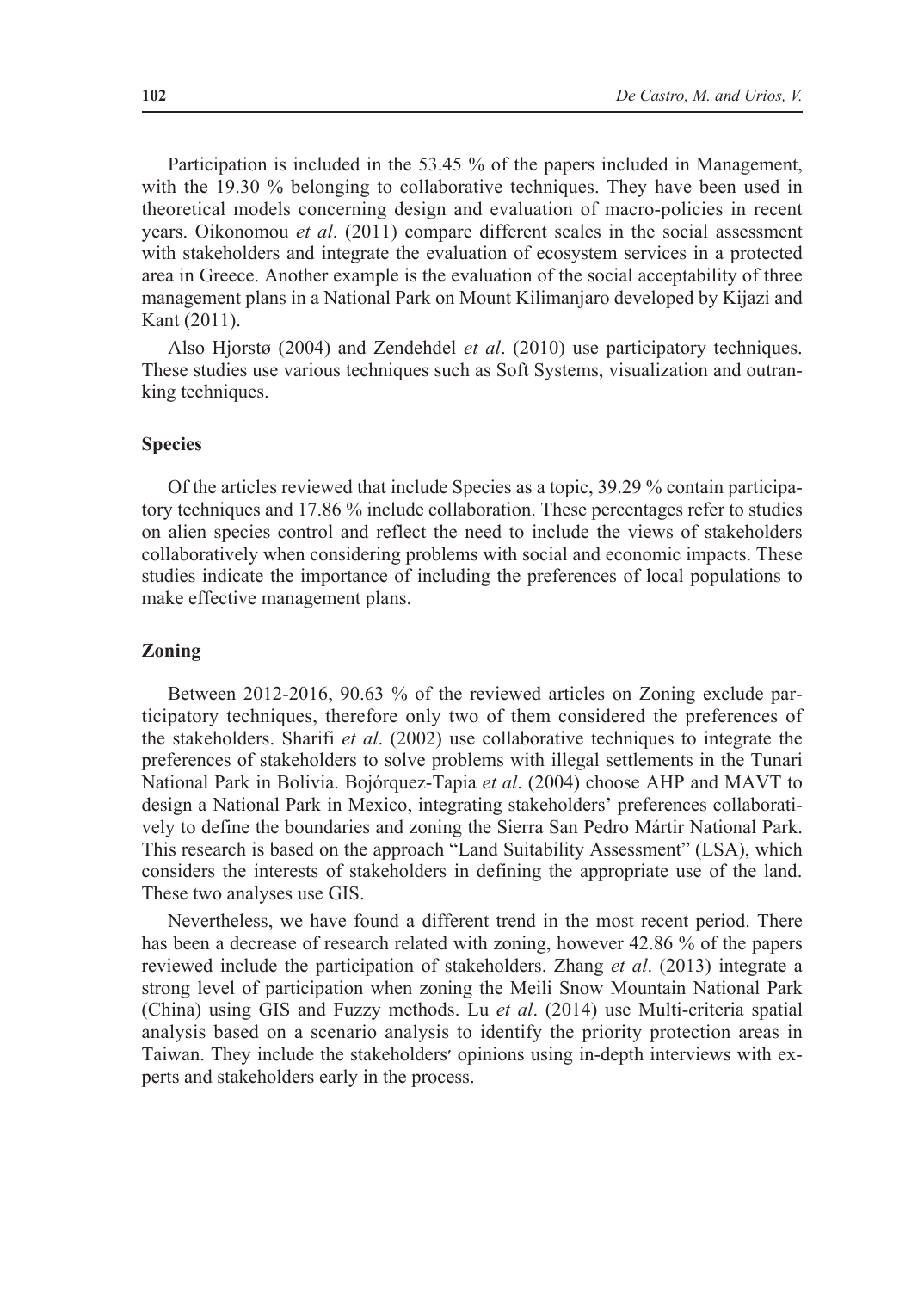Participation is included in the 53.45 % of the papers included in Management, with the 19.30 % belonging to collaborative techniques. They have been used in theoretical models concerning design and evaluation of macro-policies in recent years. Oikonomou *et al*. (2011) compare different scales in the social assessment with stakeholders and integrate the evaluation of ecosystem services in a protected area in Greece. Another example is the evaluation of the social acceptability of three management plans in a National Park on Mount Kilimanjaro developed by Kijazi and Kant (2011).

Also Hjorstø (2004) and Zendehdel *et al*. (2010) use participatory techniques. These studies use various techniques such as Soft Systems, visualization and outranking techniques.

### Species

Of the articles reviewed that include Species as a topic, 39.29 % contain participatory techniques and 17.86 % include collaboration. These percentages refer to studies on alien species control and reflect the need to include the views of stakeholders collaboratively when considering problems with social and economic impacts. These studies indicate the importance of including the preferences of local populations to make effective management plans.

### Zoning

Between 2012-2016, 90.63 % of the reviewed articles on Zoning exclude participatory techniques, therefore only two of them considered the preferences of the stakeholders. Sharifi *et al*. (2002) use collaborative techniques to integrate the preferences of stakeholders to solve problems with illegal settlements in the Tunari National Park in Bolivia. Bojórquez-Tapia *et al*. (2004) choose AHP and MAVT to design a National Park in Mexico, integrating stakeholders' preferences collaboratively to define the boundaries and zoning the Sierra San Pedro Mártir National Park. This research is based on the approach "Land Suitability Assessment" (LSA), which considers the interests of stakeholders in defining the appropriate use of the land. These two analyses use GIS.

Nevertheless, we have found a different trend in the most recent period. There has been a decrease of research related with zoning, however 42.86 % of the papers reviewed include the participation of stakeholders. Zhang *et al*. (2013) integrate a strong level of participation when zoning the Meili Snow Mountain National Park (China) using GIS and Fuzzy methods. Lu *et al*. (2014) use Multi-criteria spatial analysis based on a scenario analysis to identify the priority protection areas in Taiwan. They include the stakeholders' opinions using in-depth interviews with experts and stakeholders early in the process.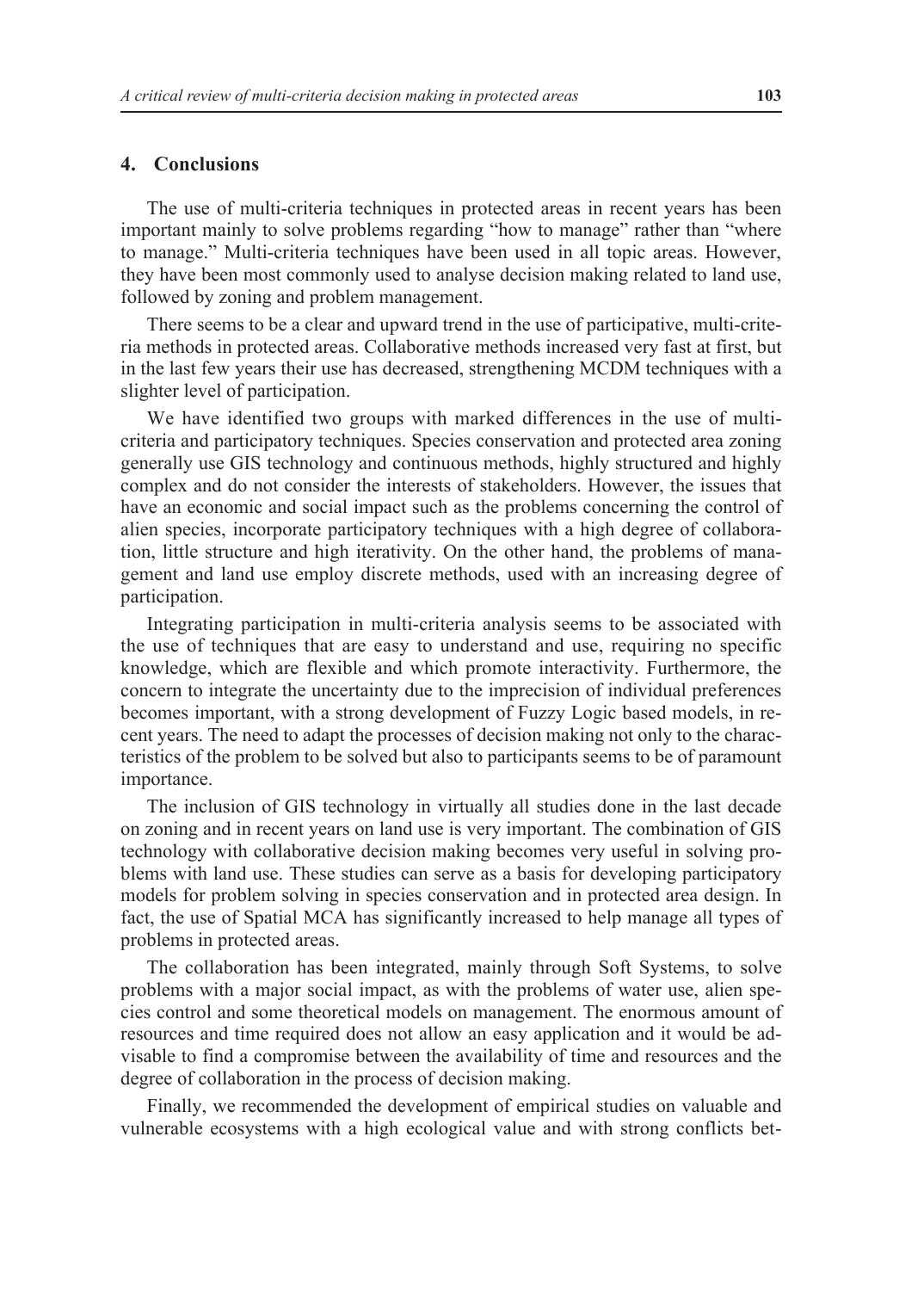## 4. Conclusions

The use of multi-criteria techniques in protected areas in recent years has been important mainly to solve problems regarding "how to manage" rather than "where to manage." Multi-criteria techniques have been used in all topic areas. However, they have been most commonly used to analyse decision making related to land use, followed by zoning and problem management.

There seems to be a clear and upward trend in the use of participative, multi-criteria methods in protected areas. Collaborative methods increased very fast at first, but in the last few years their use has decreased, strengthening MCDM techniques with a slighter level of participation.

We have identified two groups with marked differences in the use of multi-criteria and participatory techniques. Species conservation and protected area zoning generally use GIS technology and continuous methods, highly structured and highly complex and do not consider the interests of stakeholders. However, the issues that have an economic and social impact such as the problems concerning the control of alien species, incorporate participatory techniques with a high degree of collaboration, little structure and high iterativity. On the other hand, the problems of management and land use employ discrete methods, used with an increasing degree of participation.

Integrating participation in multi-criteria analysis seems to be associated with the use of techniques that are easy to understand and use, requiring no specific knowledge, which are flexible and which promote interactivity. Furthermore, the concern to integrate the uncertainty due to the imprecision of individual preferences becomes important, with a strong development of Fuzzy Logic based models, in recent years. The need to adapt the processes of decision making not only to the characteristics of the problem to be solved but also to participants seems to be of paramount importance.

The inclusion of GIS technology in virtually all studies done in the last decade on zoning and in recent years on land use is very important. The combination of GIS technology with collaborative decision making becomes very useful in solving problems with land use. These studies can serve as a basis for developing participatory models for problem solving in species conservation and in protected area design. In fact, the use of Spatial MCA has significantly increased to help manage all types of problems in protected areas.

The collaboration has been integrated, mainly through Soft Systems, to solve problems with a major social impact, as with the problems of water use, alien species control and some theoretical models on management. The enormous amount of resources and time required does not allow an easy application and it would be advisable to find a compromise between the availability of time and resources and the degree of collaboration in the process of decision making.

Finally, we recommended the development of empirical studies on valuable and vulnerable ecosystems with a high ecological value and with strong conflicts bet-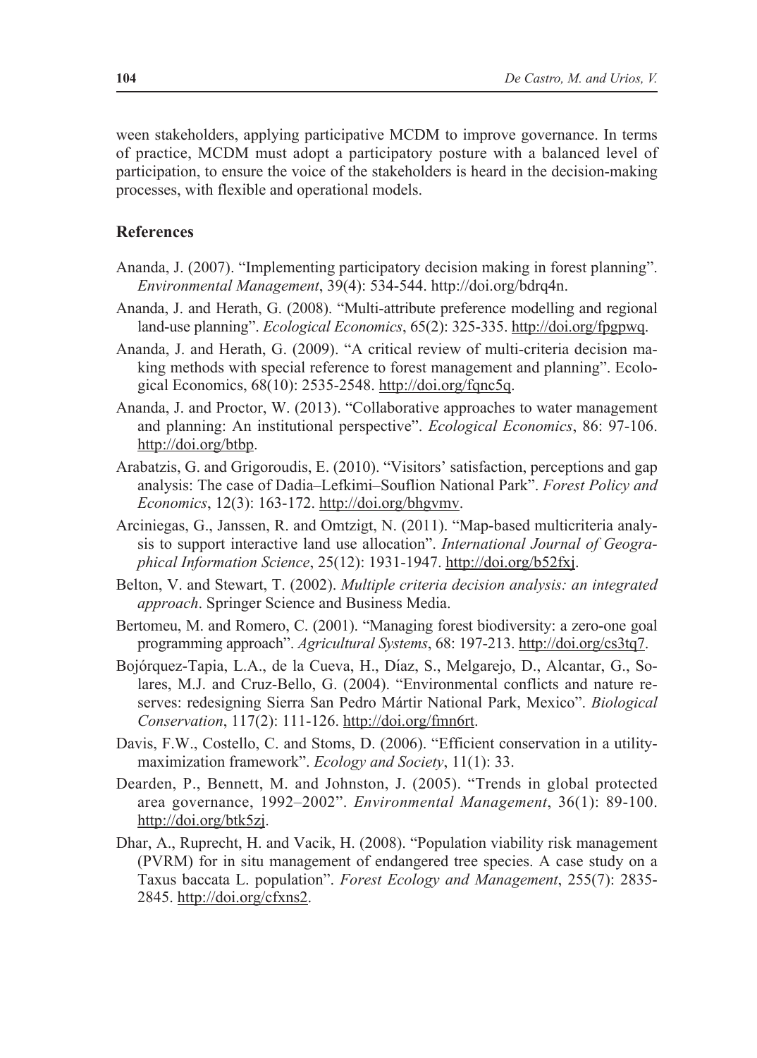ween stakeholders, applying participative MCDM to improve governance. In terms of practice, MCDM must adopt a participatory posture with a balanced level of participation, to ensure the voice of the stakeholders is heard in the decision-making processes, with flexible and operational models.

## References

Ananda, J. (2007). "Implementing participatory decision making in forest planning". *Environmental Management*, 39(4): 534-544. http://doi.org/bdrq4n.

Ananda, J. and Herath, G. (2008). "Multi-attribute preference modelling and regional land-use planning". *Ecological Economics*, 65(2): 325-335. http://doi.org/fpgpwq.

Ananda, J. and Herath, G. (2009). "A critical review of multi-criteria decision making methods with special reference to forest management and planning". Ecological Economics, 68(10): 2535-2548. http://doi.org/fqnc5q.

Ananda, J. and Proctor, W. (2013). "Collaborative approaches to water management and planning: An institutional perspective". *Ecological Economics*, 86: 97-106. http://doi.org/btbp.

Arabatzis, G. and Grigoroudis, E. (2010). "Visitors' satisfaction, perceptions and gap analysis: The case of Dadia–Lefkimi–Souflion National Park". *Forest Policy and Economics*, 12(3): 163-172. http://doi.org/bhgvmv.

Arciniegas, G., Janssen, R. and Omtzigt, N. (2011). "Map-based multicriteria analysis to support interactive land use allocation". *International Journal of Geographical Information Science*, 25(12): 1931-1947. http://doi.org/b52fxj.

Belton, V. and Stewart, T. (2002). *Multiple criteria decision analysis: an integrated approach*. Springer Science and Business Media.

Bertomeu, M. and Romero, C. (2001). "Managing forest biodiversity: a zero-one goal programming approach". *Agricultural Systems*, 68: 197-213. http://doi.org/cs3tq7.

Bojórquez-Tapia, L.A., de la Cueva, H., Díaz, S., Melgarejo, D., Alcantar, G., Solares, M.J. and Cruz-Bello, G. (2004). "Environmental conflicts and nature reserves: redesigning Sierra San Pedro Mártir National Park, Mexico". *Biological Conservation*, 117(2): 111-126. http://doi.org/fmn6rt.

Davis, F.W., Costello, C. and Stoms, D. (2006). "Efficient conservation in a utility-maximization framework". *Ecology and Society*, 11(1): 33.

Dearden, P., Bennett, M. and Johnston, J. (2005). "Trends in global protected area governance, 1992–2002". *Environmental Management*, 36(1): 89-100. http://doi.org/btk5zj.

Dhar, A., Ruprecht, H. and Vacik, H. (2008). "Population viability risk management (PVRM) for in situ management of endangered tree species. A case study on a Taxus baccata L. population". *Forest Ecology and Management*, 255(7): 2835-2845. http://doi.org/cfxns2.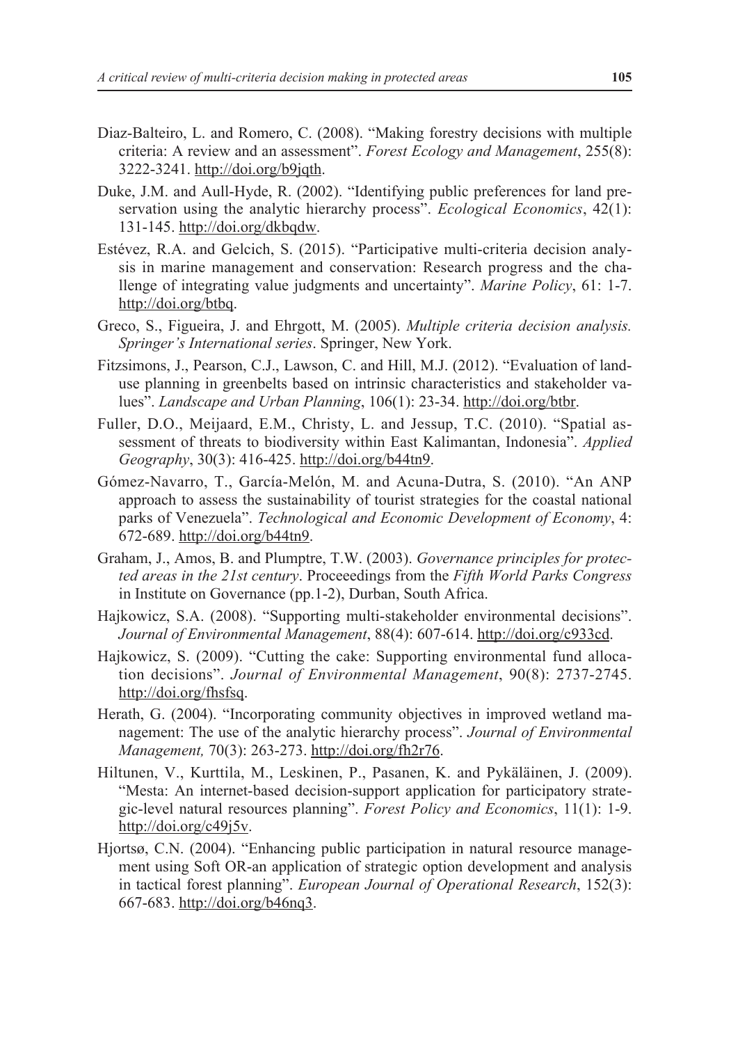Diaz-Balteiro, L. and Romero, C. (2008). "Making forestry decisions with multiple criteria: A review and an assessment". *Forest Ecology and Management*, 255(8): 3222-3241. http://doi.org/b9jqth.

Duke, J.M. and Aull-Hyde, R. (2002). "Identifying public preferences for land preservation using the analytic hierarchy process". *Ecological Economics*, 42(1): 131-145. http://doi.org/dkbqdw.

Estévez, R.A. and Gelcich, S. (2015). "Participative multi-criteria decision analysis in marine management and conservation: Research progress and the challenge of integrating value judgments and uncertainty". *Marine Policy*, 61: 1-7. http://doi.org/btbq.

Greco, S., Figueira, J. and Ehrgott, M. (2005). *Multiple criteria decision analysis. Springer's International series*. Springer, New York.

Fitzsimons, J., Pearson, C.J., Lawson, C. and Hill, M.J. (2012). "Evaluation of land-use planning in greenbelts based on intrinsic characteristics and stakeholder values". *Landscape and Urban Planning*, 106(1): 23-34. http://doi.org/btbr.

Fuller, D.O., Meijaard, E.M., Christy, L. and Jessup, T.C. (2010). "Spatial assessment of threats to biodiversity within East Kalimantan, Indonesia". *Applied Geography*, 30(3): 416-425. http://doi.org/b44tn9.

Gómez-Navarro, T., García-Melón, M. and Acuna-Dutra, S. (2010). "An ANP approach to assess the sustainability of tourist strategies for the coastal national parks of Venezuela". *Technological and Economic Development of Economy*, 4: 672-689. http://doi.org/b44tn9.

Graham, J., Amos, B. and Plumptre, T.W. (2003). *Governance principles for protected areas in the 21st century*. Proceeedings from the *Fifth World Parks Congress* in Institute on Governance (pp.1-2), Durban, South Africa.

Hajkowicz, S.A. (2008). "Supporting multi-stakeholder environmental decisions". *Journal of Environmental Management*, 88(4): 607-614. http://doi.org/c933cd.

Hajkowicz, S. (2009). "Cutting the cake: Supporting environmental fund allocation decisions". *Journal of Environmental Management*, 90(8): 2737-2745. http://doi.org/fhsfsq.

Herath, G. (2004). "Incorporating community objectives in improved wetland management: The use of the analytic hierarchy process". *Journal of Environmental Management,* 70(3): 263-273. http://doi.org/fh2r76.

Hiltunen, V., Kurttila, M., Leskinen, P., Pasanen, K. and Pykäläinen, J. (2009). "Mesta: An internet-based decision-support application for participatory strategic-level natural resources planning". *Forest Policy and Economics*, 11(1): 1-9. http://doi.org/c49j5v.

Hjortsø, C.N. (2004). "Enhancing public participation in natural resource management using Soft OR-an application of strategic option development and analysis in tactical forest planning". *European Journal of Operational Research*, 152(3): 667-683. http://doi.org/b46nq3.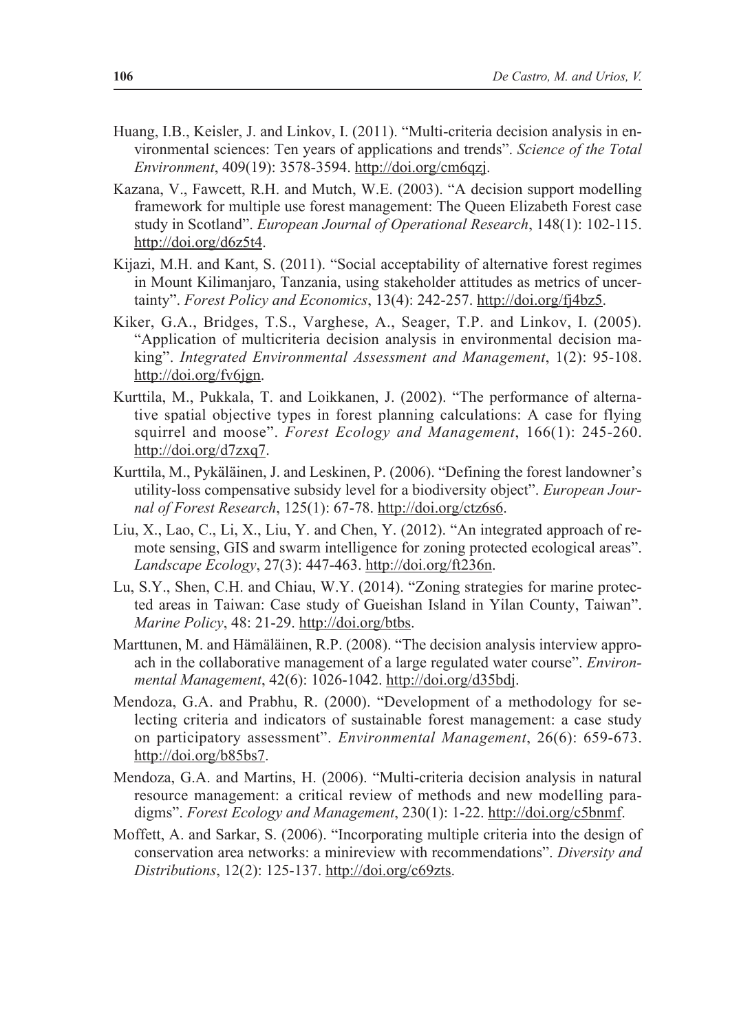Huang, I.B., Keisler, J. and Linkov, I. (2011). "Multi-criteria decision analysis in environmental sciences: Ten years of applications and trends". *Science of the Total Environment*, 409(19): 3578-3594. http://doi.org/cm6qzj.

Kazana, V., Fawcett, R.H. and Mutch, W.E. (2003). "A decision support modelling framework for multiple use forest management: The Queen Elizabeth Forest case study in Scotland". *European Journal of Operational Research*, 148(1): 102-115. http://doi.org/d6z5t4.

Kijazi, M.H. and Kant, S. (2011). "Social acceptability of alternative forest regimes in Mount Kilimanjaro, Tanzania, using stakeholder attitudes as metrics of uncertainty". *Forest Policy and Economics*, 13(4): 242-257. http://doi.org/fj4bz5.

Kiker, G.A., Bridges, T.S., Varghese, A., Seager, T.P. and Linkov, I. (2005). "Application of multicriteria decision analysis in environmental decision making". *Integrated Environmental Assessment and Management*, 1(2): 95-108. http://doi.org/fv6jgn.

Kurttila, M., Pukkala, T. and Loikkanen, J. (2002). "The performance of alternative spatial objective types in forest planning calculations: A case for flying squirrel and moose". *Forest Ecology and Management*, 166(1): 245-260. http://doi.org/d7zxq7.

Kurttila, M., Pykäläinen, J. and Leskinen, P. (2006). "Defining the forest landowner's utility-loss compensative subsidy level for a biodiversity object". *European Journal of Forest Research*, 125(1): 67-78. http://doi.org/ctz6s6.

Liu, X., Lao, C., Li, X., Liu, Y. and Chen, Y. (2012). "An integrated approach of remote sensing, GIS and swarm intelligence for zoning protected ecological areas". *Landscape Ecology*, 27(3): 447-463. http://doi.org/ft236n.

Lu, S.Y., Shen, C.H. and Chiau, W.Y. (2014). "Zoning strategies for marine protected areas in Taiwan: Case study of Gueishan Island in Yilan County, Taiwan". *Marine Policy*, 48: 21-29. http://doi.org/btbs.

Marttunen, M. and Hämäläinen, R.P. (2008). "The decision analysis interview approach in the collaborative management of a large regulated water course". *Environmental Management*, 42(6): 1026-1042. http://doi.org/d35bdj.

Mendoza, G.A. and Prabhu, R. (2000). "Development of a methodology for selecting criteria and indicators of sustainable forest management: a case study on participatory assessment". *Environmental Management*, 26(6): 659-673. http://doi.org/b85bs7.

Mendoza, G.A. and Martins, H. (2006). "Multi-criteria decision analysis in natural resource management: a critical review of methods and new modelling paradigms". *Forest Ecology and Management*, 230(1): 1-22. http://doi.org/c5bnmf.

Moffett, A. and Sarkar, S. (2006). "Incorporating multiple criteria into the design of conservation area networks: a minireview with recommendations". *Diversity and Distributions*, 12(2): 125-137. http://doi.org/c69zts.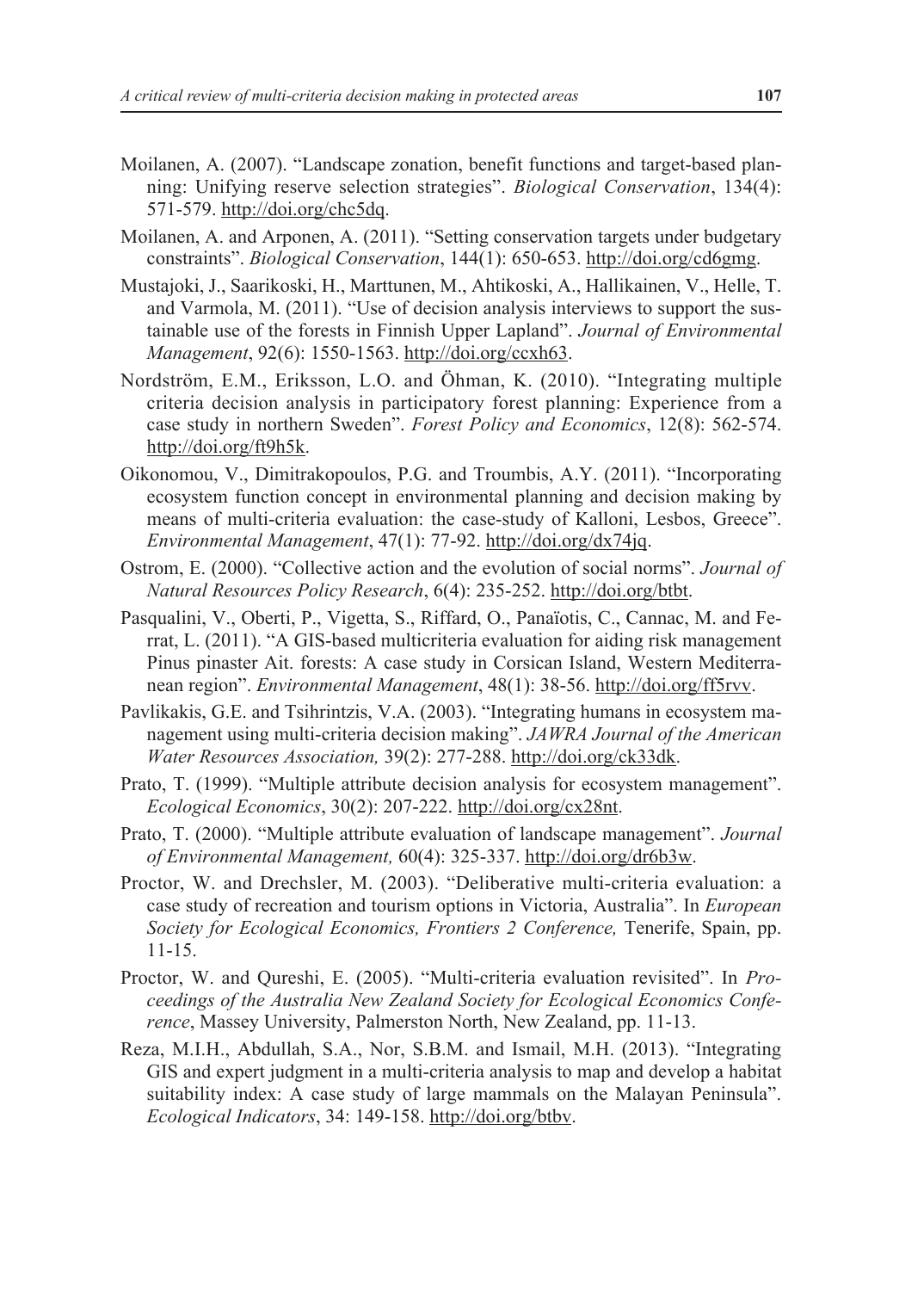Moilanen, A. (2007). "Landscape zonation, benefit functions and target-based planning: Unifying reserve selection strategies". *Biological Conservation*, 134(4): 571-579. http://doi.org/chc5dq.

Moilanen, A. and Arponen, A. (2011). "Setting conservation targets under budgetary constraints". *Biological Conservation*, 144(1): 650-653. http://doi.org/cd6gmg.

Mustajoki, J., Saarikoski, H., Marttunen, M., Ahtikoski, A., Hallikainen, V., Helle, T. and Varmola, M. (2011). "Use of decision analysis interviews to support the sustainable use of the forests in Finnish Upper Lapland". *Journal of Environmental Management*, 92(6): 1550-1563. http://doi.org/ccxh63.

Nordström, E.M., Eriksson, L.O. and Öhman, K. (2010). "Integrating multiple criteria decision analysis in participatory forest planning: Experience from a case study in northern Sweden". *Forest Policy and Economics*, 12(8): 562-574. http://doi.org/ft9h5k.

Oikonomou, V., Dimitrakopoulos, P.G. and Troumbis, A.Y. (2011). "Incorporating ecosystem function concept in environmental planning and decision making by means of multi-criteria evaluation: the case-study of Kalloni, Lesbos, Greece". *Environmental Management*, 47(1): 77-92. http://doi.org/dx74jq.

Ostrom, E. (2000). "Collective action and the evolution of social norms". *Journal of Natural Resources Policy Research*, 6(4): 235-252. http://doi.org/btbt.

Pasqualini, V., Oberti, P., Vigetta, S., Riffard, O., Panaïotis, C., Cannac, M. and Ferrat, L. (2011). "A GIS-based multicriteria evaluation for aiding risk management Pinus pinaster Ait. forests: A case study in Corsican Island, Western Mediterranean region". *Environmental Management*, 48(1): 38-56. http://doi.org/ff5rvv.

Pavlikakis, G.E. and Tsihrintzis, V.A. (2003). "Integrating humans in ecosystem management using multi-criteria decision making". *JAWRA Journal of the American Water Resources Association,* 39(2): 277-288. http://doi.org/ck33dk.

Prato, T. (1999). "Multiple attribute decision analysis for ecosystem management". *Ecological Economics*, 30(2): 207-222. http://doi.org/cx28nt.

Prato, T. (2000). "Multiple attribute evaluation of landscape management". *Journal of Environmental Management,* 60(4): 325-337. http://doi.org/dr6b3w.

Proctor, W. and Drechsler, M. (2003). "Deliberative multi-criteria evaluation: a case study of recreation and tourism options in Victoria, Australia". In *European Society for Ecological Economics, Frontiers 2 Conference,* Tenerife, Spain, pp. 11-15.

Proctor, W. and Qureshi, E. (2005). "Multi-criteria evaluation revisited". In *Proceedings of the Australia New Zealand Society for Ecological Economics Conference*, Massey University, Palmerston North, New Zealand, pp. 11-13.

Reza, M.I.H., Abdullah, S.A., Nor, S.B.M. and Ismail, M.H. (2013). "Integrating GIS and expert judgment in a multi-criteria analysis to map and develop a habitat suitability index: A case study of large mammals on the Malayan Peninsula". *Ecological Indicators*, 34: 149-158. http://doi.org/btbv.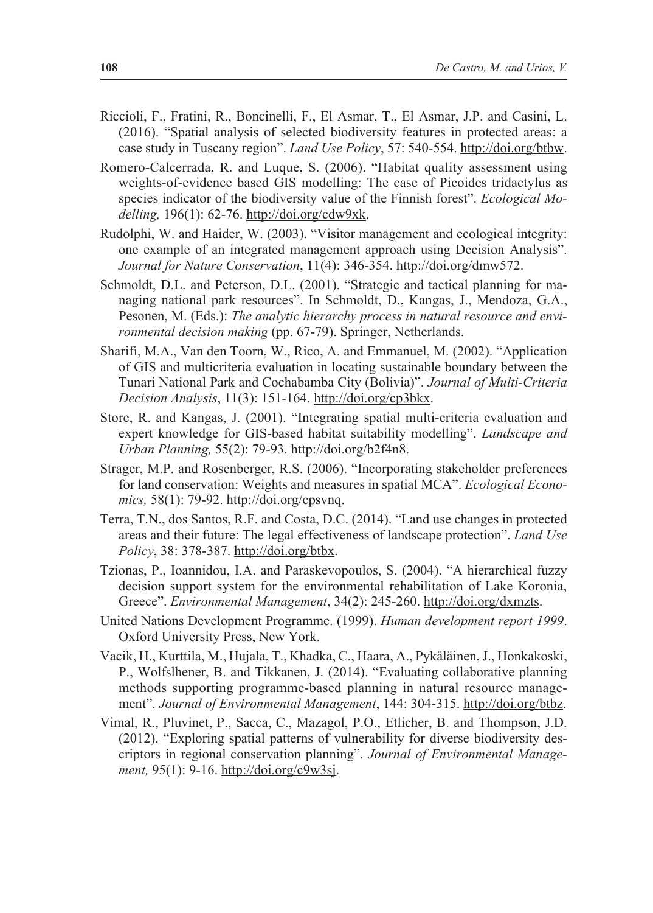Riccioli, F., Fratini, R., Boncinelli, F., El Asmar, T., El Asmar, J.P. and Casini, L. (2016). "Spatial analysis of selected biodiversity features in protected areas: a case study in Tuscany region". *Land Use Policy*, 57: 540-554. http://doi.org/btbw.

Romero-Calcerrada, R. and Luque, S. (2006). "Habitat quality assessment using weights-of-evidence based GIS modelling: The case of Picoides tridactylus as species indicator of the biodiversity value of the Finnish forest". *Ecological Modelling,* 196(1): 62-76. http://doi.org/cdw9xk.

Rudolphi, W. and Haider, W. (2003). "Visitor management and ecological integrity: one example of an integrated management approach using Decision Analysis". *Journal for Nature Conservation*, 11(4): 346-354. http://doi.org/dmw572.

Schmoldt, D.L. and Peterson, D.L. (2001). "Strategic and tactical planning for managing national park resources". In Schmoldt, D., Kangas, J., Mendoza, G.A., Pesonen, M. (Eds.): *The analytic hierarchy process in natural resource and environmental decision making* (pp. 67-79). Springer, Netherlands.

Sharifi, M.A., Van den Toorn, W., Rico, A. and Emmanuel, M. (2002). "Application of GIS and multicriteria evaluation in locating sustainable boundary between the Tunari National Park and Cochabamba City (Bolivia)". *Journal of Multi-Criteria Decision Analysis*, 11(3): 151-164. http://doi.org/cp3bkx.

Store, R. and Kangas, J. (2001). "Integrating spatial multi-criteria evaluation and expert knowledge for GIS-based habitat suitability modelling". *Landscape and Urban Planning,* 55(2): 79-93. http://doi.org/b2f4n8.

Strager, M.P. and Rosenberger, R.S. (2006). "Incorporating stakeholder preferences for land conservation: Weights and measures in spatial MCA". *Ecological Economics,* 58(1): 79-92. http://doi.org/cpsvnq.

Terra, T.N., dos Santos, R.F. and Costa, D.C. (2014). "Land use changes in protected areas and their future: The legal effectiveness of landscape protection". *Land Use Policy*, 38: 378-387. http://doi.org/btbx.

Tzionas, P., Ioannidou, I.A. and Paraskevopoulos, S. (2004). "A hierarchical fuzzy decision support system for the environmental rehabilitation of Lake Koronia, Greece". *Environmental Management*, 34(2): 245-260. http://doi.org/dxmzts.

United Nations Development Programme. (1999). *Human development report 1999*. Oxford University Press, New York.

Vacik, H., Kurttila, M., Hujala, T., Khadka, C., Haara, A., Pykäläinen, J., Honkakoski, P., Wolfslhener, B. and Tikkanen, J. (2014). "Evaluating collaborative planning methods supporting programme-based planning in natural resource management". *Journal of Environmental Management*, 144: 304-315. http://doi.org/btbz.

Vimal, R., Pluvinet, P., Sacca, C., Mazagol, P.O., Etlicher, B. and Thompson, J.D. (2012). "Exploring spatial patterns of vulnerability for diverse biodiversity descriptors in regional conservation planning". *Journal of Environmental Management,* 95(1): 9-16. http://doi.org/c9w3sj.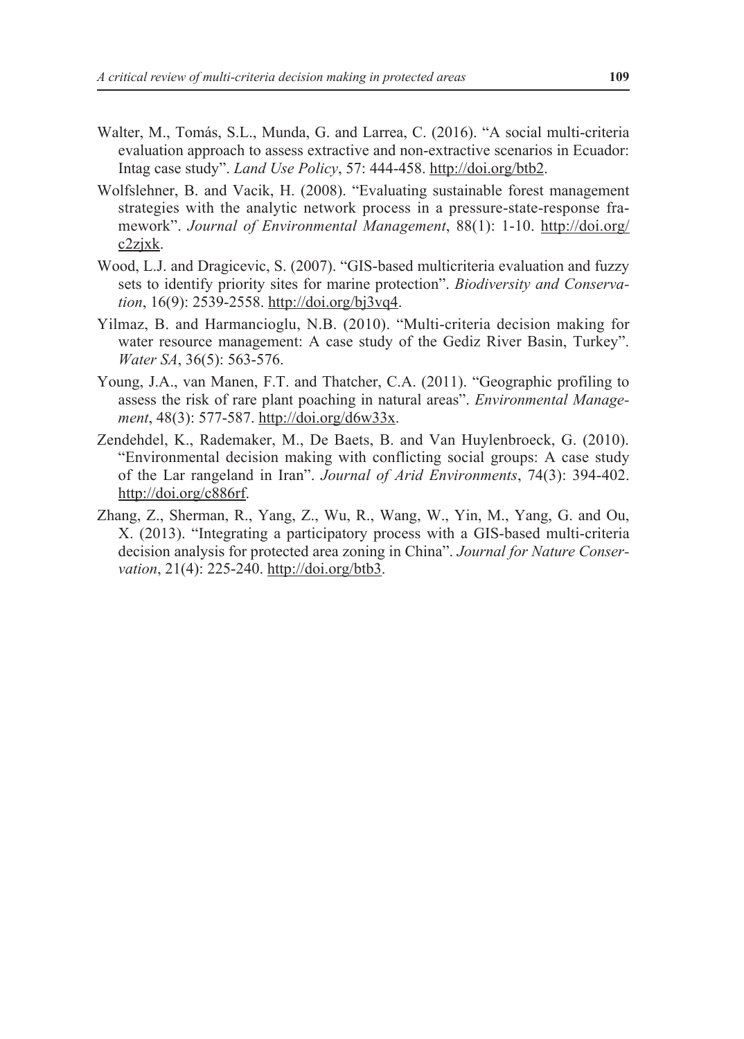Walter, M., Tomás, S.L., Munda, G. and Larrea, C. (2016). "A social multi-criteria evaluation approach to assess extractive and non-extractive scenarios in Ecuador: Intag case study". *Land Use Policy*, 57: 444-458. http://doi.org/btb2.

Wolfslehner, B. and Vacik, H. (2008). "Evaluating sustainable forest management strategies with the analytic network process in a pressure-state-response framework". *Journal of Environmental Management*, 88(1): 1-10. http://doi.org/c2zjxk.

Wood, L.J. and Dragicevic, S. (2007). "GIS-based multicriteria evaluation and fuzzy sets to identify priority sites for marine protection". *Biodiversity and Conservation*, 16(9): 2539-2558. http://doi.org/bj3vq4.

Yilmaz, B. and Harmancioglu, N.B. (2010). "Multi-criteria decision making for water resource management: A case study of the Gediz River Basin, Turkey". *Water SA*, 36(5): 563-576.

Young, J.A., van Manen, F.T. and Thatcher, C.A. (2011). "Geographic profiling to assess the risk of rare plant poaching in natural areas". *Environmental Management*, 48(3): 577-587. http://doi.org/d6w33x.

Zendehdel, K., Rademaker, M., De Baets, B. and Van Huylenbroeck, G. (2010). "Environmental decision making with conflicting social groups: A case study of the Lar rangeland in Iran". *Journal of Arid Environments*, 74(3): 394-402. http://doi.org/c886rf.

Zhang, Z., Sherman, R., Yang, Z., Wu, R., Wang, W., Yin, M., Yang, G. and Ou, X. (2013). "Integrating a participatory process with a GIS-based multi-criteria decision analysis for protected area zoning in China". *Journal for Nature Conservation*, 21(4): 225-240. http://doi.org/btb3.